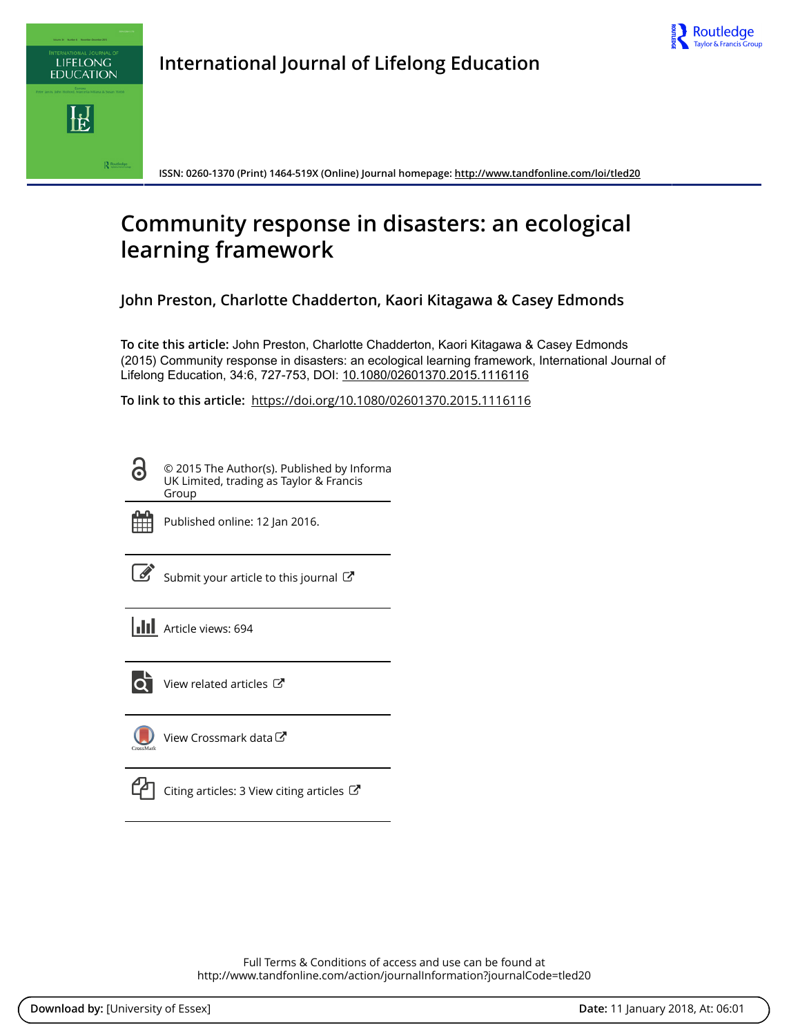**International Journal of Lifelong Education**

ISSN: 0260-1370 (Print) 1464-519X (Online) Journal homepage: http://www.tandfonline.com/loi/tled20

# Community response in disasters: an ecological learning framework

**John Preston, Charlotte Chadderton, Kaori Kitagawa & Casey Edmonds**

**To cite this article:** John Preston, Charlotte Chadderton, Kaori Kitagawa & Casey Edmonds (2015) Community response in disasters: an ecological learning framework, International Journal of Lifelong Education, 34:6, 727-753, DOI: 10.1080/02601370.2015.1116116

**To link to this article:** https://doi.org/10.1080/02601370.2015.1116116

© 2015 The Author(s). Published by Informa UK Limited, trading as Taylor & Francis Group

Published online: 12 Jan 2016.

Submit your article to this journal

Article views: 694

View related articles

View Crossmark data

Citing articles: 3 View citing articles

Full Terms & Conditions of access and use can be found at
http://www.tandfonline.com/action/journalInformation?journalCode=tled20

**Download by:** [University of Essex] **Date:** 11 January 2018, At: 06:01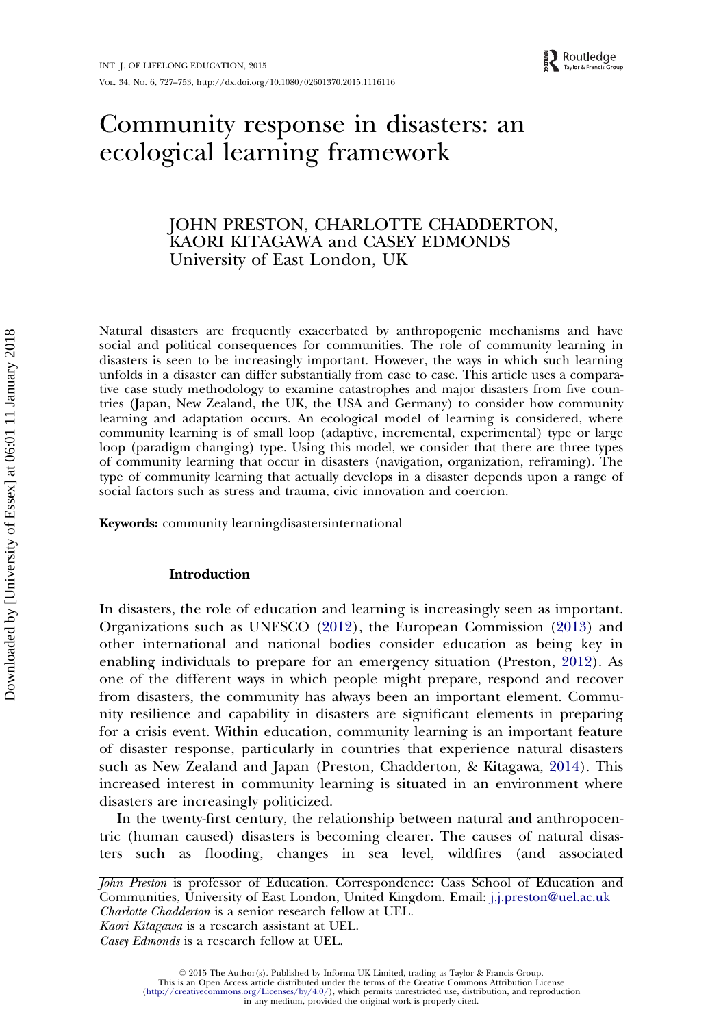# Community response in disasters: an ecological learning framework

JOHN PRESTON, CHARLOTTE CHADDERTON, KAORI KITAGAWA and CASEY EDMONDS
University of East London, UK

Natural disasters are frequently exacerbated by anthropogenic mechanisms and have social and political consequences for communities. The role of community learning in disasters is seen to be increasingly important. However, the ways in which such learning unfolds in a disaster can differ substantially from case to case. This article uses a comparative case study methodology to examine catastrophes and major disasters from five countries (Japan, New Zealand, the UK, the USA and Germany) to consider how community learning and adaptation occurs. An ecological model of learning is considered, where community learning is of small loop (adaptive, incremental, experimental) type or large loop (paradigm changing) type. Using this model, we consider that there are three types of community learning that occur in disasters (navigation, organization, reframing). The type of community learning that actually develops in a disaster depends upon a range of social factors such as stress and trauma, civic innovation and coercion.

**Keywords:** community learningdisastersinternational

## Introduction

In disasters, the role of education and learning is increasingly seen as important. Organizations such as UNESCO (2012), the European Commission (2013) and other international and national bodies consider education as being key in enabling individuals to prepare for an emergency situation (Preston, 2012). As one of the different ways in which people might prepare, respond and recover from disasters, the community has always been an important element. Community resilience and capability in disasters are significant elements in preparing for a crisis event. Within education, community learning is an important feature of disaster response, particularly in countries that experience natural disasters such as New Zealand and Japan (Preston, Chadderton, & Kitagawa, 2014). This increased interest in community learning is situated in an environment where disasters are increasingly politicized.

In the twenty-first century, the relationship between natural and anthropocentric (human caused) disasters is becoming clearer. The causes of natural disasters such as flooding, changes in sea level, wildfires (and associated

*John Preston* is professor of Education. Correspondence: Cass School of Education and Communities, University of East London, United Kingdom. Email: j.j.preston@uel.ac.uk
*Charlotte Chadderton* is a senior research fellow at UEL.
*Kaori Kitagawa* is a research assistant at UEL.
*Casey Edmonds* is a research fellow at UEL.

© 2015 The Author(s). Published by Informa UK Limited, trading as Taylor & Francis Group.
This is an Open Access article distributed under the terms of the Creative Commons Attribution License (http://creativecommons.org/Licenses/by/4.0/), which permits unrestricted use, distribution, and reproduction in any medium, provided the original work is properly cited.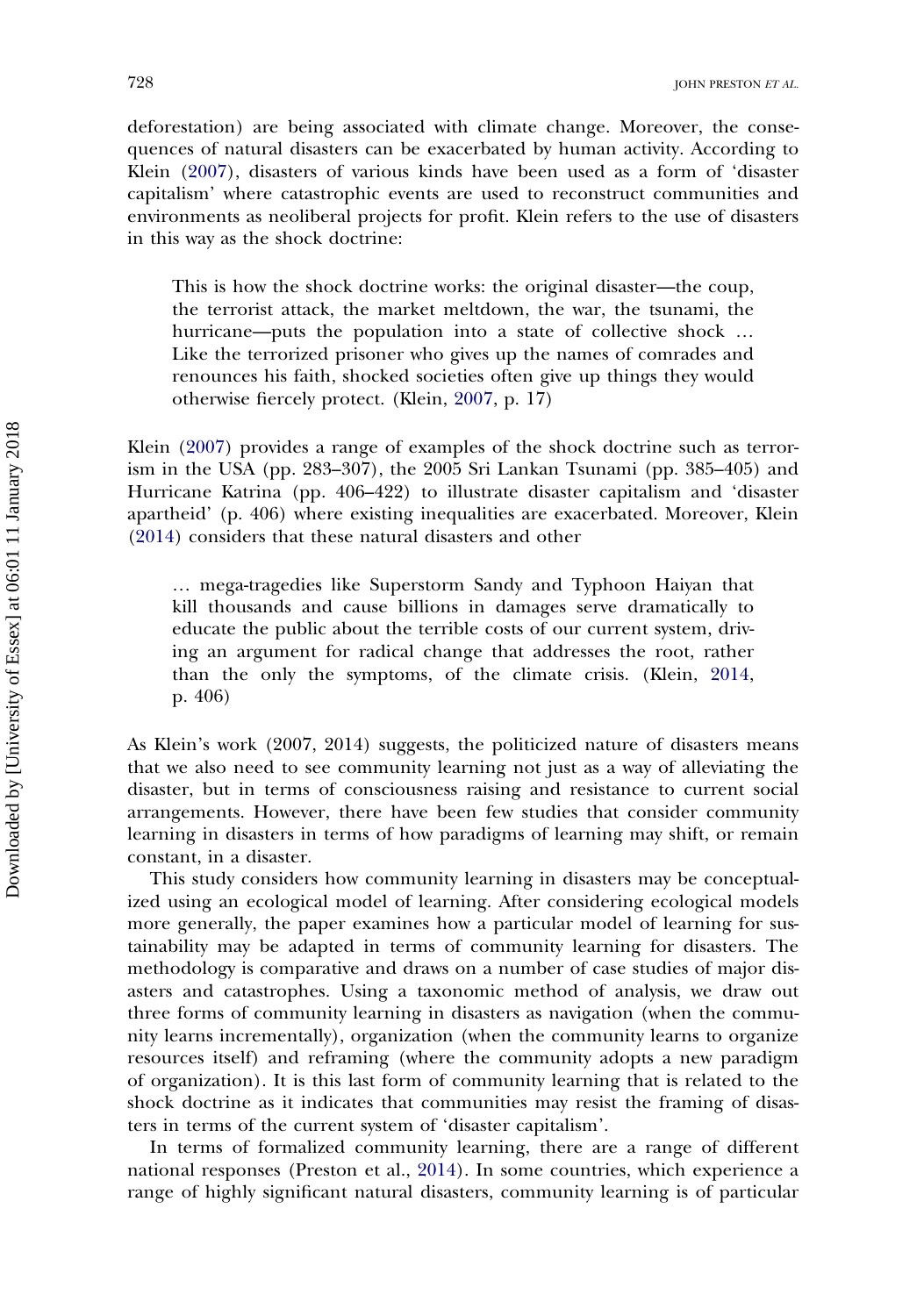deforestation) are being associated with climate change. Moreover, the consequences of natural disasters can be exacerbated by human activity. According to Klein (2007), disasters of various kinds have been used as a form of 'disaster capitalism' where catastrophic events are used to reconstruct communities and environments as neoliberal projects for profit. Klein refers to the use of disasters in this way as the shock doctrine:

> This is how the shock doctrine works: the original disaster—the coup, the terrorist attack, the market meltdown, the war, the tsunami, the hurricane—puts the population into a state of collective shock … Like the terrorized prisoner who gives up the names of comrades and renounces his faith, shocked societies often give up things they would otherwise fiercely protect. (Klein, 2007, p. 17)

Klein (2007) provides a range of examples of the shock doctrine such as terrorism in the USA (pp. 283–307), the 2005 Sri Lankan Tsunami (pp. 385–405) and Hurricane Katrina (pp. 406–422) to illustrate disaster capitalism and 'disaster apartheid' (p. 406) where existing inequalities are exacerbated. Moreover, Klein (2014) considers that these natural disasters and other

> … mega-tragedies like Superstorm Sandy and Typhoon Haiyan that kill thousands and cause billions in damages serve dramatically to educate the public about the terrible costs of our current system, driving an argument for radical change that addresses the root, rather than the only the symptoms, of the climate crisis. (Klein, 2014, p. 406)

As Klein's work (2007, 2014) suggests, the politicized nature of disasters means that we also need to see community learning not just as a way of alleviating the disaster, but in terms of consciousness raising and resistance to current social arrangements. However, there have been few studies that consider community learning in disasters in terms of how paradigms of learning may shift, or remain constant, in a disaster.

This study considers how community learning in disasters may be conceptualized using an ecological model of learning. After considering ecological models more generally, the paper examines how a particular model of learning for sustainability may be adapted in terms of community learning for disasters. The methodology is comparative and draws on a number of case studies of major disasters and catastrophes. Using a taxonomic method of analysis, we draw out three forms of community learning in disasters as navigation (when the community learns incrementally), organization (when the community learns to organize resources itself) and reframing (where the community adopts a new paradigm of organization). It is this last form of community learning that is related to the shock doctrine as it indicates that communities may resist the framing of disasters in terms of the current system of 'disaster capitalism'.

In terms of formalized community learning, there are a range of different national responses (Preston et al., 2014). In some countries, which experience a range of highly significant natural disasters, community learning is of particular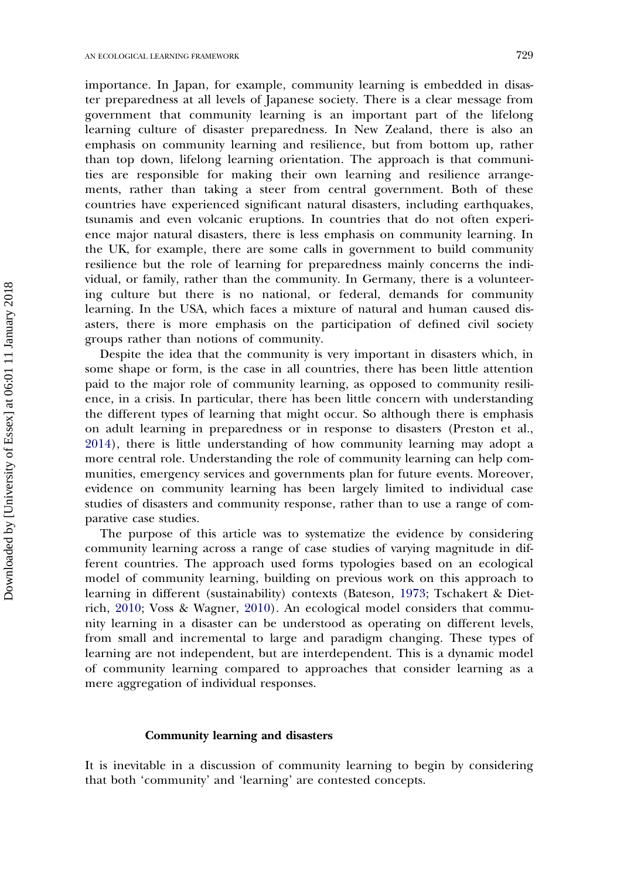importance. In Japan, for example, community learning is embedded in disaster preparedness at all levels of Japanese society. There is a clear message from government that community learning is an important part of the lifelong learning culture of disaster preparedness. In New Zealand, there is also an emphasis on community learning and resilience, but from bottom up, rather than top down, lifelong learning orientation. The approach is that communities are responsible for making their own learning and resilience arrangements, rather than taking a steer from central government. Both of these countries have experienced significant natural disasters, including earthquakes, tsunamis and even volcanic eruptions. In countries that do not often experience major natural disasters, there is less emphasis on community learning. In the UK, for example, there are some calls in government to build community resilience but the role of learning for preparedness mainly concerns the individual, or family, rather than the community. In Germany, there is a volunteering culture but there is no national, or federal, demands for community learning. In the USA, which faces a mixture of natural and human caused disasters, there is more emphasis on the participation of defined civil society groups rather than notions of community.

Despite the idea that the community is very important in disasters which, in some shape or form, is the case in all countries, there has been little attention paid to the major role of community learning, as opposed to community resilience, in a crisis. In particular, there has been little concern with understanding the different types of learning that might occur. So although there is emphasis on adult learning in preparedness or in response to disasters (Preston et al., 2014), there is little understanding of how community learning may adopt a more central role. Understanding the role of community learning can help communities, emergency services and governments plan for future events. Moreover, evidence on community learning has been largely limited to individual case studies of disasters and community response, rather than to use a range of comparative case studies.

The purpose of this article was to systematize the evidence by considering community learning across a range of case studies of varying magnitude in different countries. The approach used forms typologies based on an ecological model of community learning, building on previous work on this approach to learning in different (sustainability) contexts (Bateson, 1973; Tschakert & Dietrich, 2010; Voss & Wagner, 2010). An ecological model considers that community learning in a disaster can be understood as operating on different levels, from small and incremental to large and paradigm changing. These types of learning are not independent, but are interdependent. This is a dynamic model of community learning compared to approaches that consider learning as a mere aggregation of individual responses.

## Community learning and disasters

It is inevitable in a discussion of community learning to begin by considering that both 'community' and 'learning' are contested concepts.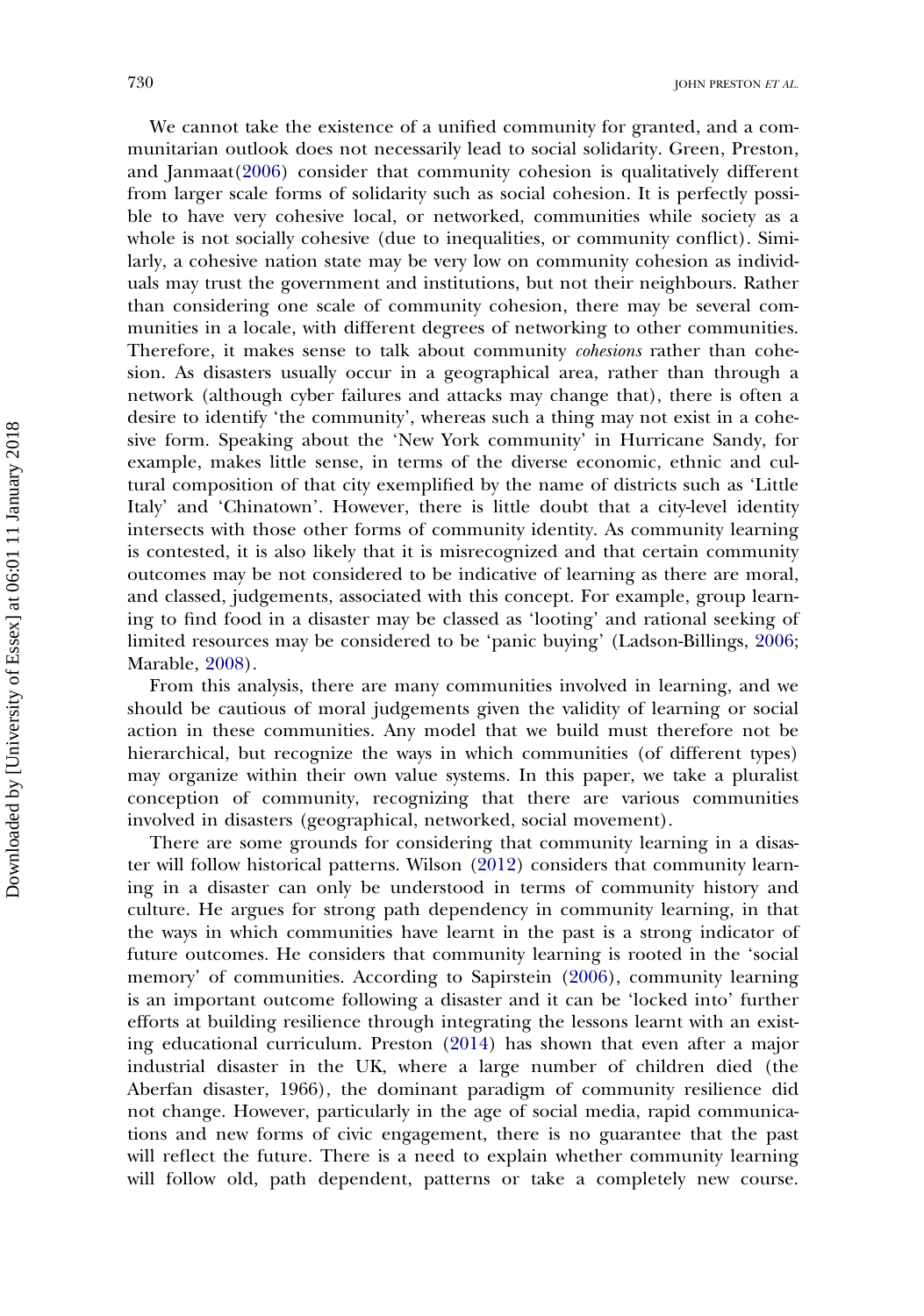We cannot take the existence of a unified community for granted, and a communitarian outlook does not necessarily lead to social solidarity. Green, Preston, and Janmaat(2006) consider that community cohesion is qualitatively different from larger scale forms of solidarity such as social cohesion. It is perfectly possible to have very cohesive local, or networked, communities while society as a whole is not socially cohesive (due to inequalities, or community conflict). Similarly, a cohesive nation state may be very low on community cohesion as individuals may trust the government and institutions, but not their neighbours. Rather than considering one scale of community cohesion, there may be several communities in a locale, with different degrees of networking to other communities. Therefore, it makes sense to talk about community *cohesions* rather than cohesion. As disasters usually occur in a geographical area, rather than through a network (although cyber failures and attacks may change that), there is often a desire to identify 'the community', whereas such a thing may not exist in a cohesive form. Speaking about the 'New York community' in Hurricane Sandy, for example, makes little sense, in terms of the diverse economic, ethnic and cultural composition of that city exemplified by the name of districts such as 'Little Italy' and 'Chinatown'. However, there is little doubt that a city-level identity intersects with those other forms of community identity. As community learning is contested, it is also likely that it is misrecognized and that certain community outcomes may be not considered to be indicative of learning as there are moral, and classed, judgements, associated with this concept. For example, group learning to find food in a disaster may be classed as 'looting' and rational seeking of limited resources may be considered to be 'panic buying' (Ladson-Billings, 2006; Marable, 2008).

From this analysis, there are many communities involved in learning, and we should be cautious of moral judgements given the validity of learning or social action in these communities. Any model that we build must therefore not be hierarchical, but recognize the ways in which communities (of different types) may organize within their own value systems. In this paper, we take a pluralist conception of community, recognizing that there are various communities involved in disasters (geographical, networked, social movement).

There are some grounds for considering that community learning in a disaster will follow historical patterns. Wilson (2012) considers that community learning in a disaster can only be understood in terms of community history and culture. He argues for strong path dependency in community learning, in that the ways in which communities have learnt in the past is a strong indicator of future outcomes. He considers that community learning is rooted in the 'social memory' of communities. According to Sapirstein (2006), community learning is an important outcome following a disaster and it can be 'locked into' further efforts at building resilience through integrating the lessons learnt with an existing educational curriculum. Preston (2014) has shown that even after a major industrial disaster in the UK, where a large number of children died (the Aberfan disaster, 1966), the dominant paradigm of community resilience did not change. However, particularly in the age of social media, rapid communications and new forms of civic engagement, there is no guarantee that the past will reflect the future. There is a need to explain whether community learning will follow old, path dependent, patterns or take a completely new course.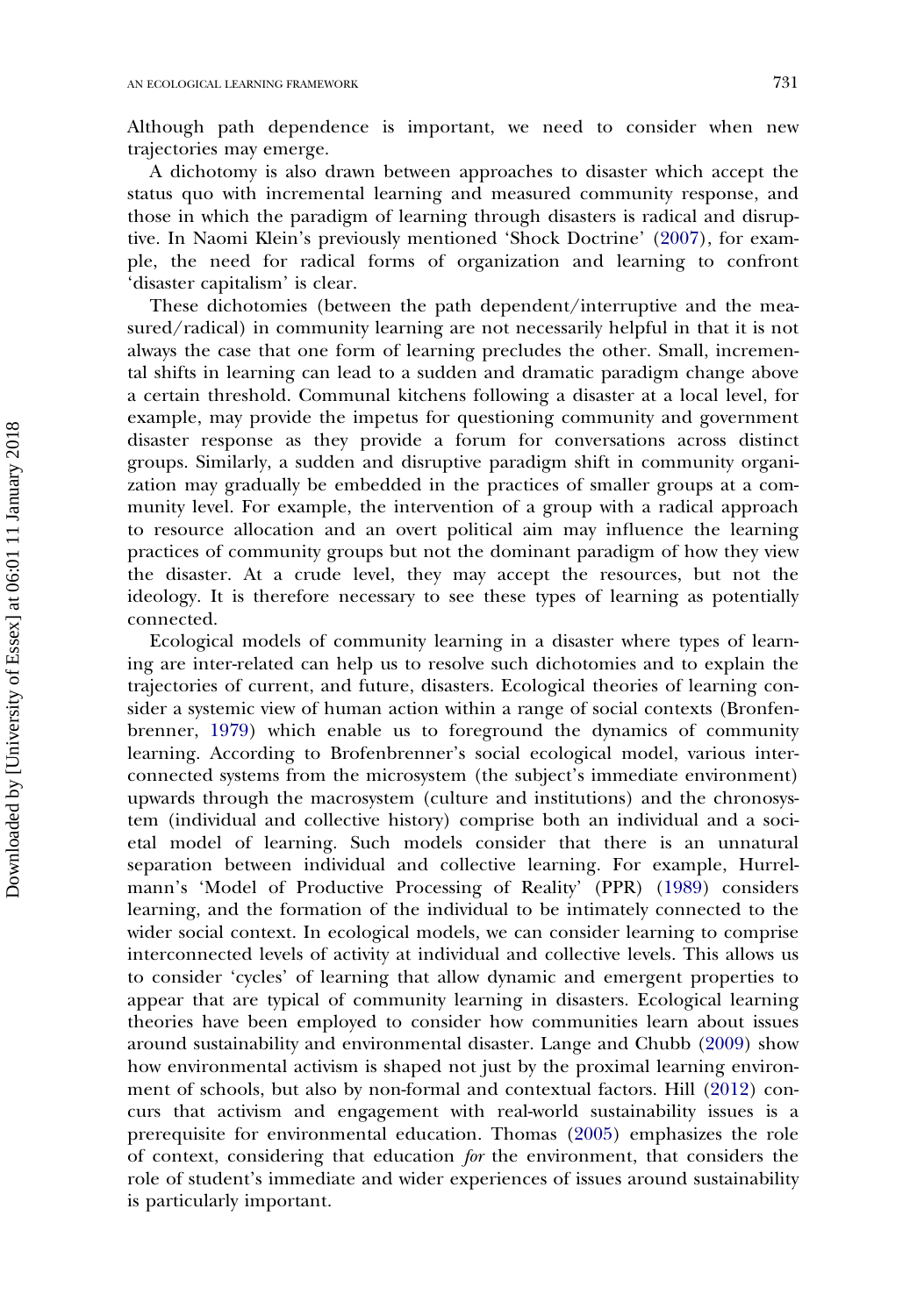Although path dependence is important, we need to consider when new trajectories may emerge.

A dichotomy is also drawn between approaches to disaster which accept the status quo with incremental learning and measured community response, and those in which the paradigm of learning through disasters is radical and disruptive. In Naomi Klein's previously mentioned 'Shock Doctrine' (2007), for example, the need for radical forms of organization and learning to confront 'disaster capitalism' is clear.

These dichotomies (between the path dependent/interruptive and the measured/radical) in community learning are not necessarily helpful in that it is not always the case that one form of learning precludes the other. Small, incremental shifts in learning can lead to a sudden and dramatic paradigm change above a certain threshold. Communal kitchens following a disaster at a local level, for example, may provide the impetus for questioning community and government disaster response as they provide a forum for conversations across distinct groups. Similarly, a sudden and disruptive paradigm shift in community organization may gradually be embedded in the practices of smaller groups at a community level. For example, the intervention of a group with a radical approach to resource allocation and an overt political aim may influence the learning practices of community groups but not the dominant paradigm of how they view the disaster. At a crude level, they may accept the resources, but not the ideology. It is therefore necessary to see these types of learning as potentially connected.

Ecological models of community learning in a disaster where types of learning are inter-related can help us to resolve such dichotomies and to explain the trajectories of current, and future, disasters. Ecological theories of learning consider a systemic view of human action within a range of social contexts (Bronfenbrenner, 1979) which enable us to foreground the dynamics of community learning. According to Brofenbrenner's social ecological model, various interconnected systems from the microsystem (the subject's immediate environment) upwards through the macrosystem (culture and institutions) and the chronosystem (individual and collective history) comprise both an individual and a societal model of learning. Such models consider that there is an unnatural separation between individual and collective learning. For example, Hurrelmann's 'Model of Productive Processing of Reality' (PPR) (1989) considers learning, and the formation of the individual to be intimately connected to the wider social context. In ecological models, we can consider learning to comprise interconnected levels of activity at individual and collective levels. This allows us to consider 'cycles' of learning that allow dynamic and emergent properties to appear that are typical of community learning in disasters. Ecological learning theories have been employed to consider how communities learn about issues around sustainability and environmental disaster. Lange and Chubb (2009) show how environmental activism is shaped not just by the proximal learning environment of schools, but also by non-formal and contextual factors. Hill (2012) concurs that activism and engagement with real-world sustainability issues is a prerequisite for environmental education. Thomas (2005) emphasizes the role of context, considering that education *for* the environment, that considers the role of student's immediate and wider experiences of issues around sustainability is particularly important.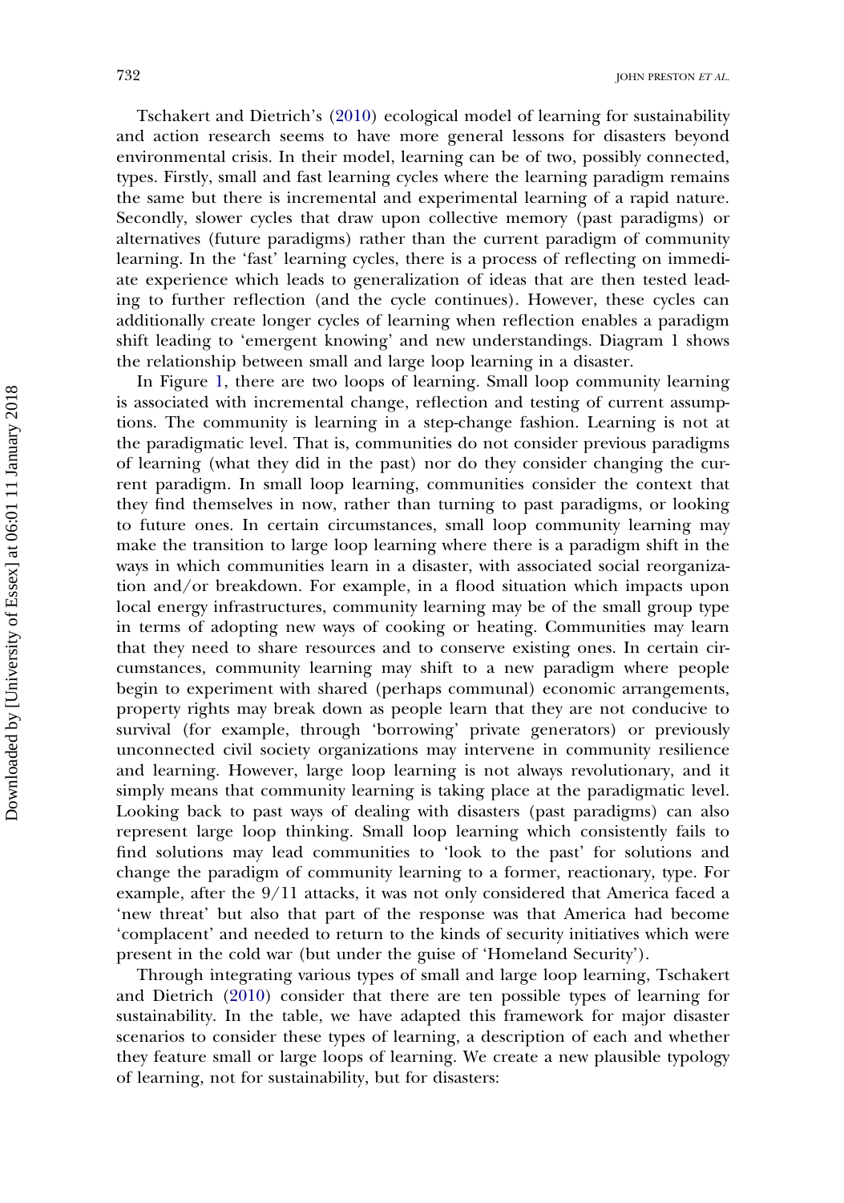Tschakert and Dietrich's (2010) ecological model of learning for sustainability and action research seems to have more general lessons for disasters beyond environmental crisis. In their model, learning can be of two, possibly connected, types. Firstly, small and fast learning cycles where the learning paradigm remains the same but there is incremental and experimental learning of a rapid nature. Secondly, slower cycles that draw upon collective memory (past paradigms) or alternatives (future paradigms) rather than the current paradigm of community learning. In the 'fast' learning cycles, there is a process of reflecting on immediate experience which leads to generalization of ideas that are then tested leading to further reflection (and the cycle continues). However, these cycles can additionally create longer cycles of learning when reflection enables a paradigm shift leading to 'emergent knowing' and new understandings. Diagram 1 shows the relationship between small and large loop learning in a disaster.

In Figure 1, there are two loops of learning. Small loop community learning is associated with incremental change, reflection and testing of current assumptions. The community is learning in a step-change fashion. Learning is not at the paradigmatic level. That is, communities do not consider previous paradigms of learning (what they did in the past) nor do they consider changing the current paradigm. In small loop learning, communities consider the context that they find themselves in now, rather than turning to past paradigms, or looking to future ones. In certain circumstances, small loop community learning may make the transition to large loop learning where there is a paradigm shift in the ways in which communities learn in a disaster, with associated social reorganization and/or breakdown. For example, in a flood situation which impacts upon local energy infrastructures, community learning may be of the small group type in terms of adopting new ways of cooking or heating. Communities may learn that they need to share resources and to conserve existing ones. In certain circumstances, community learning may shift to a new paradigm where people begin to experiment with shared (perhaps communal) economic arrangements, property rights may break down as people learn that they are not conducive to survival (for example, through 'borrowing' private generators) or previously unconnected civil society organizations may intervene in community resilience and learning. However, large loop learning is not always revolutionary, and it simply means that community learning is taking place at the paradigmatic level. Looking back to past ways of dealing with disasters (past paradigms) can also represent large loop thinking. Small loop learning which consistently fails to find solutions may lead communities to 'look to the past' for solutions and change the paradigm of community learning to a former, reactionary, type. For example, after the 9/11 attacks, it was not only considered that America faced a 'new threat' but also that part of the response was that America had become 'complacent' and needed to return to the kinds of security initiatives which were present in the cold war (but under the guise of 'Homeland Security').

Through integrating various types of small and large loop learning, Tschakert and Dietrich (2010) consider that there are ten possible types of learning for sustainability. In the table, we have adapted this framework for major disaster scenarios to consider these types of learning, a description of each and whether they feature small or large loops of learning. We create a new plausible typology of learning, not for sustainability, but for disasters: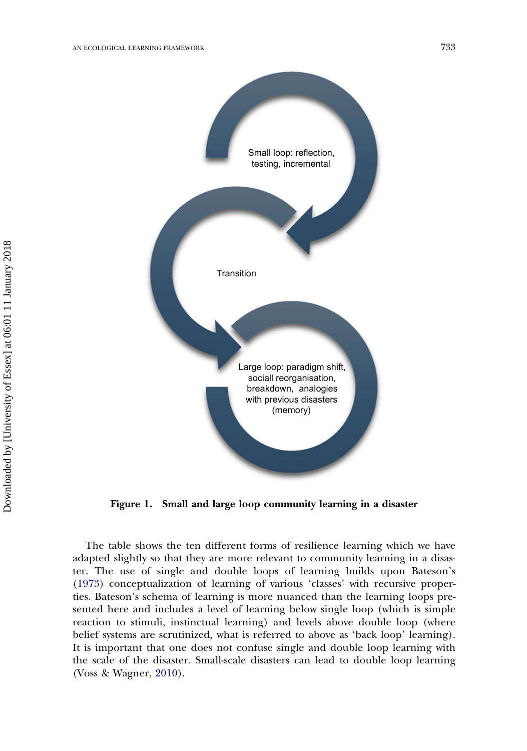Small loop: reflection, testing, incremental

Transition

Large loop: paradigm shift, sociall reorganisation, breakdown, analogies with previous disasters (memory)

**Figure 1. Small and large loop community learning in a disaster**

The table shows the ten different forms of resilience learning which we have adapted slightly so that they are more relevant to community learning in a disaster. The use of single and double loops of learning builds upon Bateson's (1973) conceptualization of learning of various 'classes' with recursive properties. Bateson's schema of learning is more nuanced than the learning loops presented here and includes a level of learning below single loop (which is simple reaction to stimuli, instinctual learning) and levels above double loop (where belief systems are scrutinized, what is referred to above as 'back loop' learning). It is important that one does not confuse single and double loop learning with the scale of the disaster. Small-scale disasters can lead to double loop learning (Voss & Wagner, 2010).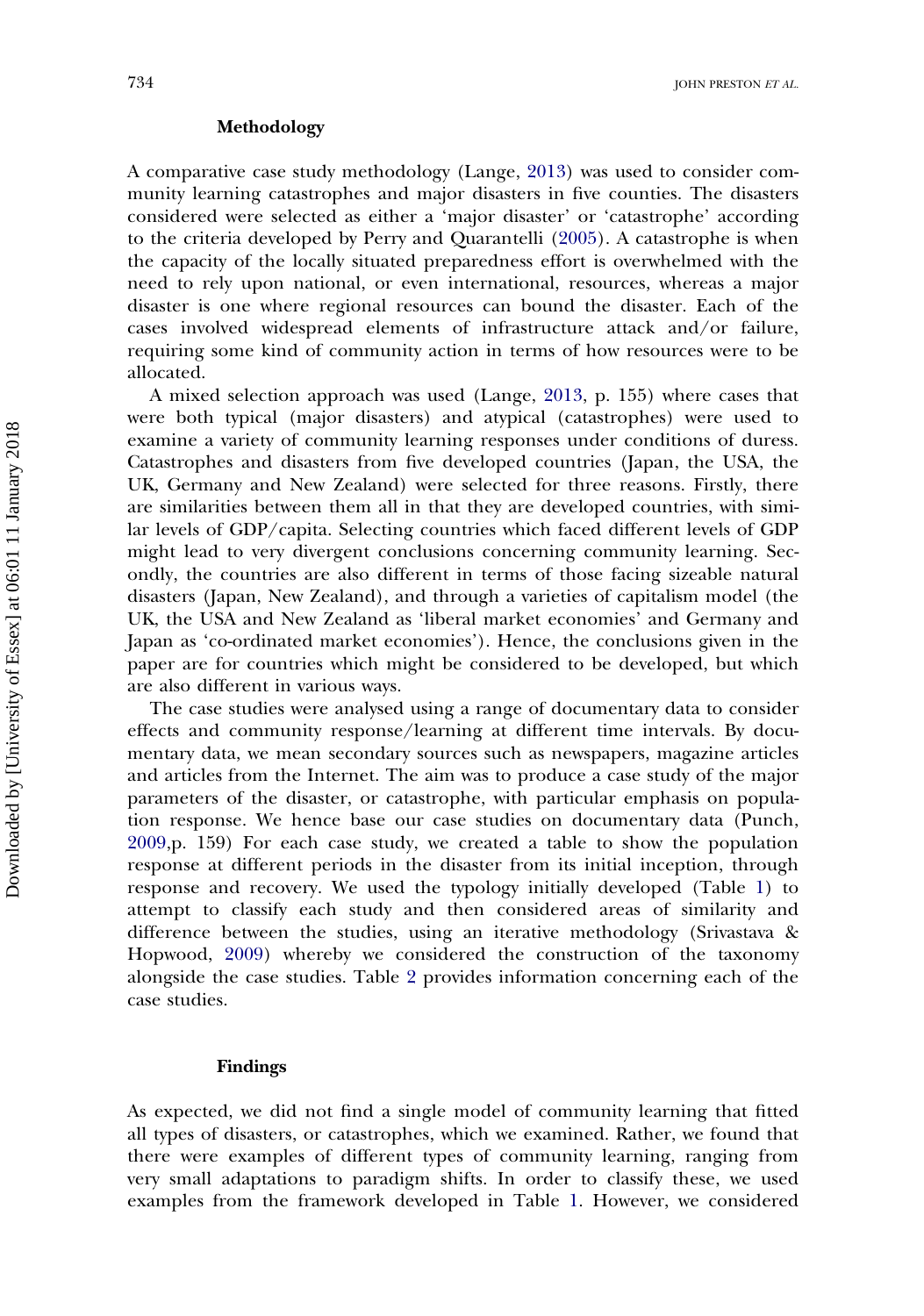## Methodology

A comparative case study methodology (Lange, 2013) was used to consider community learning catastrophes and major disasters in five counties. The disasters considered were selected as either a 'major disaster' or 'catastrophe' according to the criteria developed by Perry and Quarantelli (2005). A catastrophe is when the capacity of the locally situated preparedness effort is overwhelmed with the need to rely upon national, or even international, resources, whereas a major disaster is one where regional resources can bound the disaster. Each of the cases involved widespread elements of infrastructure attack and/or failure, requiring some kind of community action in terms of how resources were to be allocated.

A mixed selection approach was used (Lange, 2013, p. 155) where cases that were both typical (major disasters) and atypical (catastrophes) were used to examine a variety of community learning responses under conditions of duress. Catastrophes and disasters from five developed countries (Japan, the USA, the UK, Germany and New Zealand) were selected for three reasons. Firstly, there are similarities between them all in that they are developed countries, with similar levels of GDP/capita. Selecting countries which faced different levels of GDP might lead to very divergent conclusions concerning community learning. Secondly, the countries are also different in terms of those facing sizeable natural disasters (Japan, New Zealand), and through a varieties of capitalism model (the UK, the USA and New Zealand as 'liberal market economies' and Germany and Japan as 'co-ordinated market economies'). Hence, the conclusions given in the paper are for countries which might be considered to be developed, but which are also different in various ways.

The case studies were analysed using a range of documentary data to consider effects and community response/learning at different time intervals. By documentary data, we mean secondary sources such as newspapers, magazine articles and articles from the Internet. The aim was to produce a case study of the major parameters of the disaster, or catastrophe, with particular emphasis on population response. We hence base our case studies on documentary data (Punch, 2009,p. 159) For each case study, we created a table to show the population response at different periods in the disaster from its initial inception, through response and recovery. We used the typology initially developed (Table 1) to attempt to classify each study and then considered areas of similarity and difference between the studies, using an iterative methodology (Srivastava & Hopwood, 2009) whereby we considered the construction of the taxonomy alongside the case studies. Table 2 provides information concerning each of the case studies.

## Findings

As expected, we did not find a single model of community learning that fitted all types of disasters, or catastrophes, which we examined. Rather, we found that there were examples of different types of community learning, ranging from very small adaptations to paradigm shifts. In order to classify these, we used examples from the framework developed in Table 1. However, we considered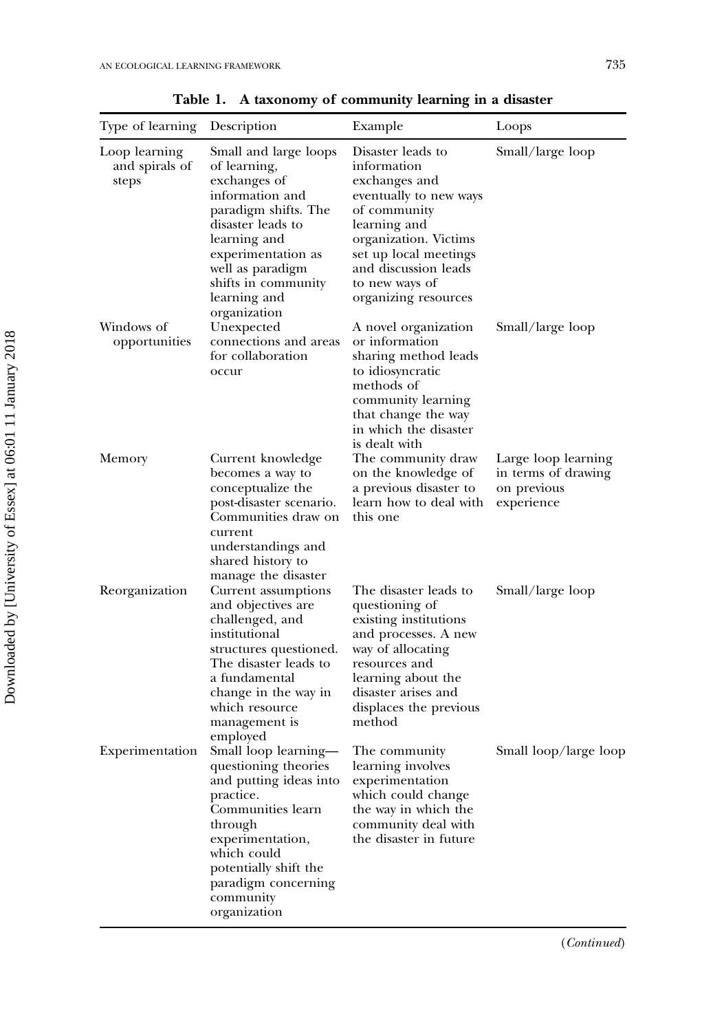**Table 1. A taxonomy of community learning in a disaster**

| Type of learning | Description | Example | Loops |
|---|---|---|---|
| Loop learning and spirals of steps | Small and large loops of learning, exchanges of information and paradigm shifts. The disaster leads to learning and experimentation as well as paradigm shifts in community learning and organization | Disaster leads to information exchanges and eventually to new ways of community learning and organization. Victims set up local meetings and discussion leads to new ways of organizing resources | Small/large loop |
| Windows of opportunities | Unexpected connections and areas for collaboration occur | A novel organization or information sharing method leads to idiosyncratic methods of community learning that change the way in which the disaster is dealt with | Small/large loop |
| Memory | Current knowledge becomes a way to conceptualize the post-disaster scenario. Communities draw on current understandings and shared history to manage the disaster | The community draw on the knowledge of a previous disaster to learn how to deal with this one | Large loop learning in terms of drawing on previous experience |
| Reorganization | Current assumptions and objectives are challenged, and institutional structures questioned. The disaster leads to a fundamental change in the way in which resource management is employed | The disaster leads to questioning of existing institutions and processes. A new way of allocating resources and learning about the disaster arises and displaces the previous method | Small/large loop |
| Experimentation | Small loop learning—questioning theories and putting ideas into practice. Communities learn through experimentation, which could potentially shift the paradigm concerning community organization | The community learning involves experimentation which could change the way in which the community deal with the disaster in future | Small loop/large loop |

(*Continued*)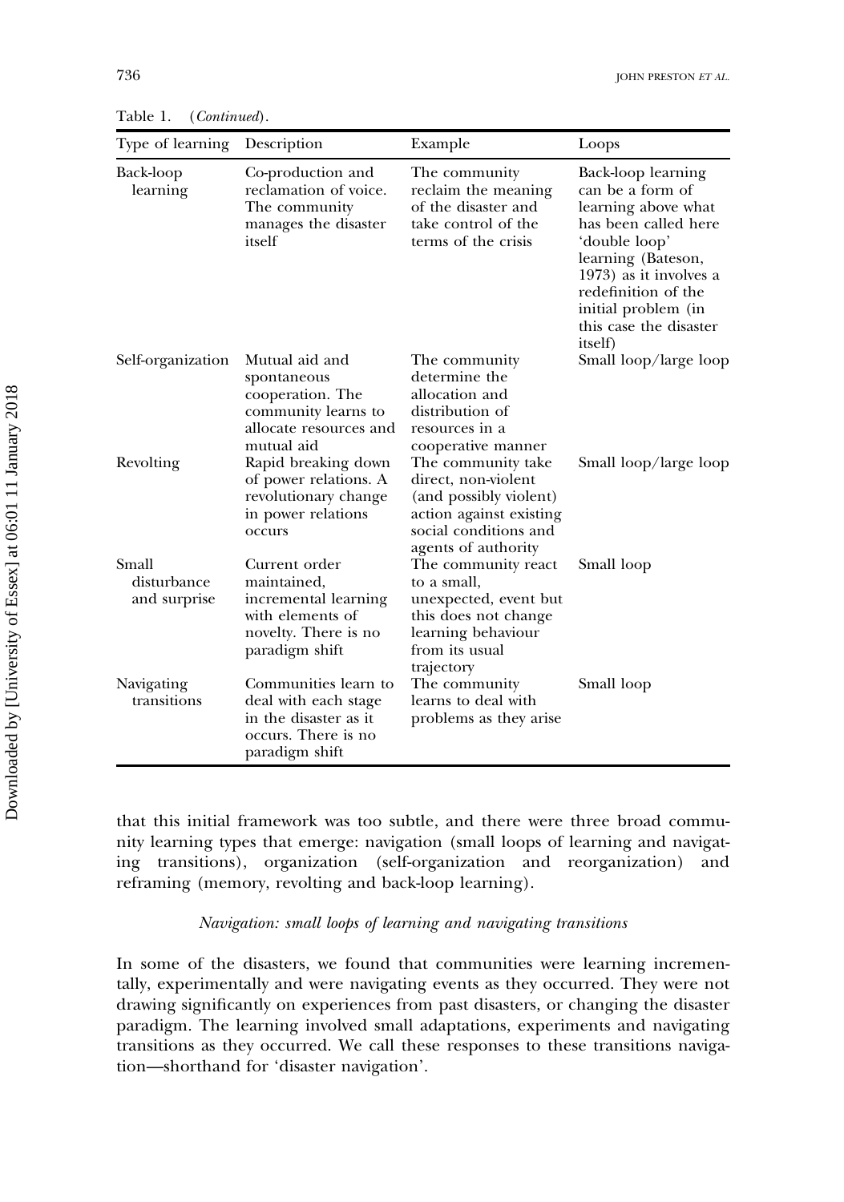Table 1. (*Continued*).

| Type of learning | Description | Example | Loops |
|---|---|---|---|
| Back-loop learning | Co-production and reclamation of voice. The community manages the disaster itself | The community reclaim the meaning of the disaster and take control of the terms of the crisis | Back-loop learning can be a form of learning above what has been called here 'double loop' learning (Bateson, 1973) as it involves a redefinition of the initial problem (in this case the disaster itself) |
| Self-organization | Mutual aid and spontaneous cooperation. The community learns to allocate resources and mutual aid | The community determine the allocation and distribution of resources in a cooperative manner | Small loop/large loop |
| Revolting | Rapid breaking down of power relations. A revolutionary change in power relations occurs | The community take direct, non-violent (and possibly violent) action against existing social conditions and agents of authority | Small loop/large loop |
| Small disturbance and surprise | Current order maintained, incremental learning with elements of novelty. There is no paradigm shift | The community react to a small, unexpected, event but this does not change learning behaviour from its usual trajectory | Small loop |
| Navigating transitions | Communities learn to deal with each stage in the disaster as it occurs. There is no paradigm shift | The community learns to deal with problems as they arise | Small loop |

that this initial framework was too subtle, and there were three broad community learning types that emerge: navigation (small loops of learning and navigating transitions), organization (self-organization and reorganization) and reframing (memory, revolting and back-loop learning).

### *Navigation: small loops of learning and navigating transitions*

In some of the disasters, we found that communities were learning incrementally, experimentally and were navigating events as they occurred. They were not drawing significantly on experiences from past disasters, or changing the disaster paradigm. The learning involved small adaptations, experiments and navigating transitions as they occurred. We call these responses to these transitions navigation—shorthand for 'disaster navigation'.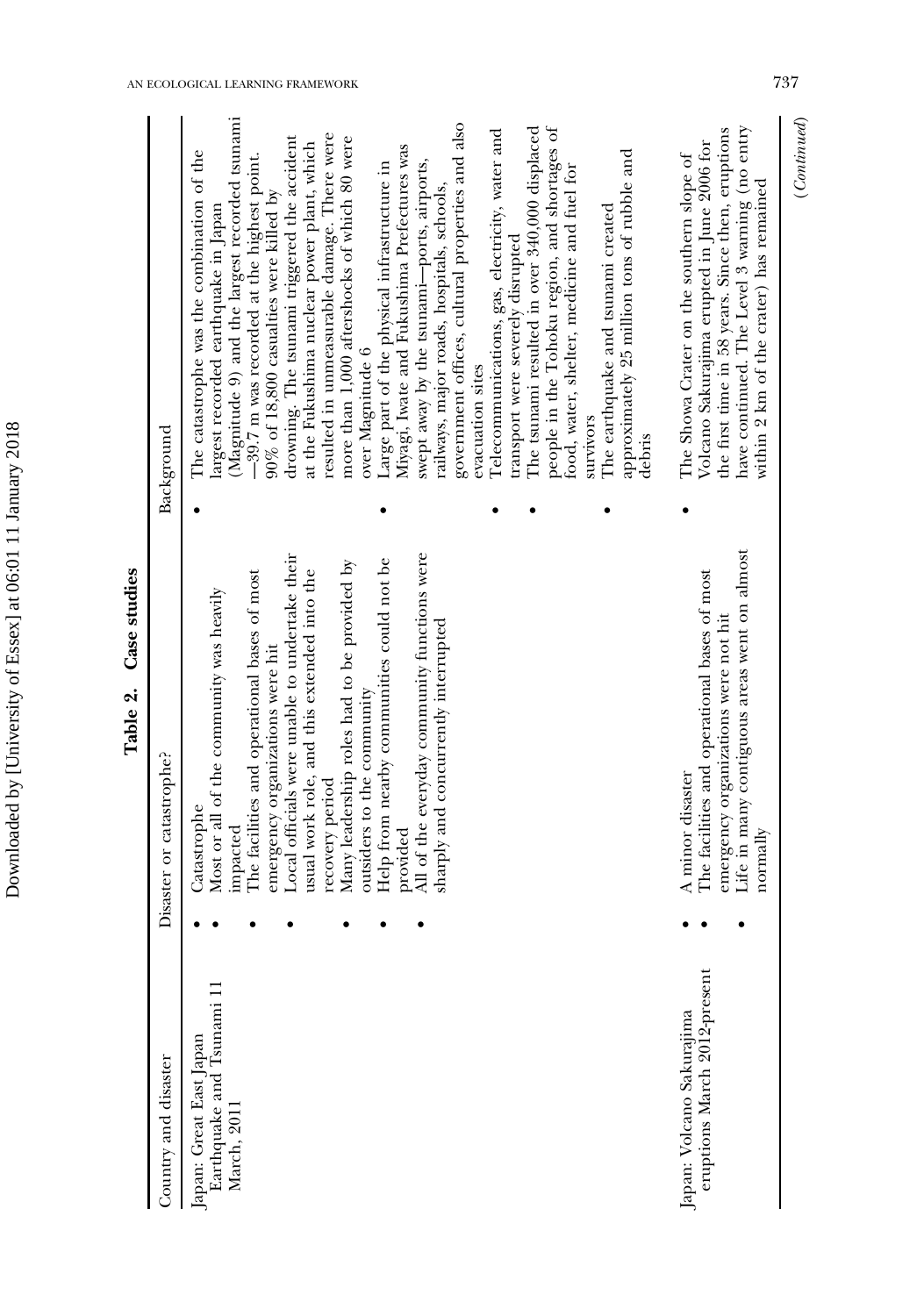**Table 2. Case studies**

| Country and disaster | Disaster or catastrophe? | Background |
|---|---|---|
| Japan: Great East Japan Earthquake and Tsunami 11 March, 2011 | • Catastrophe<br>• Most or all of the community was heavily impacted<br>• The facilities and operational bases of most emergency organizations were hit<br>• Local officials were unable to undertake their usual work role, and this extended into the recovery period<br>• Many leadership roles had to be provided by outsiders to the community<br>• Help from nearby communities could not be provided<br>• All of the everyday community functions were sharply and concurrently interrupted | • The catastrophe was the combination of the largest recorded earthquake in Japan (Magnitude 9) and the largest recorded tsunami—39.7 m was recorded at the highest point. 90% of 18,800 casualties were killed by drowning. The tsunami triggered the accident at the Fukushima nuclear power plant, which resulted in unmeasurable damage. There were more than 1,000 aftershocks of which 80 were over Magnitude 6<br>• Large part of the physical infrastructure in Miyagi, Iwate and Fukushima Prefectures was swept away by the tsunami—ports, airports, railways, major roads, hospitals, schools, government offices, cultural properties and also evacuation sites<br>• Telecommunications, gas, electricity, water and transport were severely disrupted<br>• The tsunami resulted in over 340,000 displaced people in the Tohoku region, and shortages of food, water, shelter, medicine and fuel for survivors<br>• The earthquake and tsunami created approximately 25 million tons of rubble and debris |
| Japan: Volcano Sakurajima eruptions March 2012-present | • A minor disaster<br>• The facilities and operational bases of most emergency organizations were not hit<br>• Life in many contiguous areas went on almost normally | • The Showa Crater on the southern slope of Volcano Sakurajima erupted in June 2006 for the first time in 58 years. Since then, eruptions have continued. The Level 3 warning (no entry within 2 km of the crater) has remained |

(*Continued*)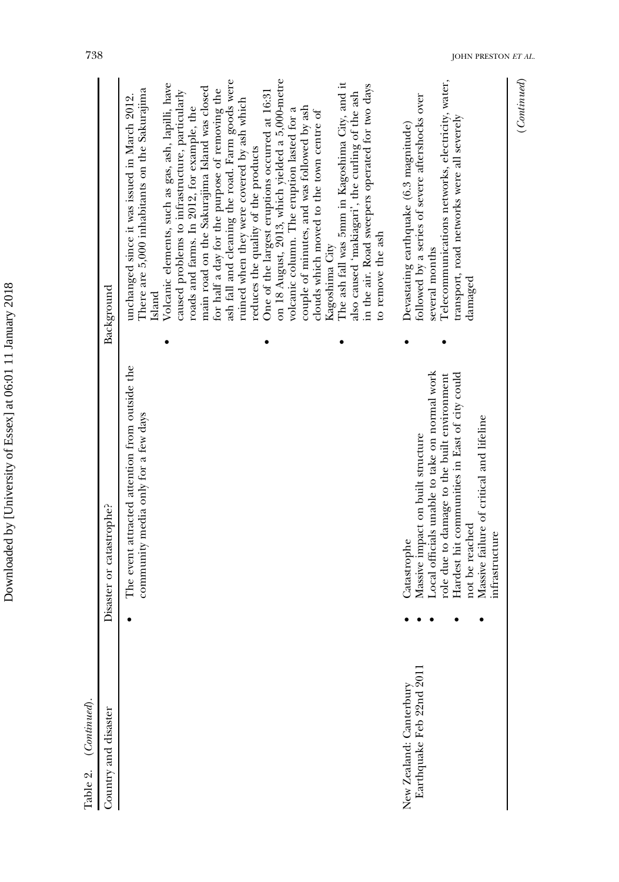Table 2. (*Continued*).

| Country and disaster | Disaster or catastrophe? | Background |
|---|---|---|
| | • The event attracted attention from outside the community media only for a few days | unchanged since it was issued in March 2012. There are 5,000 inhabitants on the Sakurajima Island<br>• Volcanic elements, such as gas, ash, lapilli, have caused problems to infrastructure, particularly roads and farms. In 2012, for example, the main road on the Sakurajima Island was closed for half a day for the purpose of removing the ash fall and cleaning the road. Farm goods were ruined when they were covered by ash which reduces the quality of the products<br>• One of the largest eruptions occurred at 16:31 on 18 August, 2013, which yielded a 5,000-metre volcanic column. The eruption lasted for a couple of minutes, and was followed by ash clouds which moved to the town centre of Kagoshima City<br>• The ash fall was 5mm in Kagoshima City, and it also caused 'makiagari', the curling of the ash in the air. Road sweepers operated for two days to remove the ash |
| New Zealand: Canterbury Earthquake Feb 22nd 2011 | • Catastrophe<br>• Massive impact on built structure<br>• Local officials unable to take on normal work role due to damage to the built environment<br>• Hardest hit communities in East of city could not be reached<br>• Massive failure of critical and lifeline infrastructure | • Devastating earthquake (6.3 magnitude) followed by a series of severe aftershocks over several months<br>• Telecommunications networks, electricity, water, transport, road networks were all severely damaged |

(*Continued*)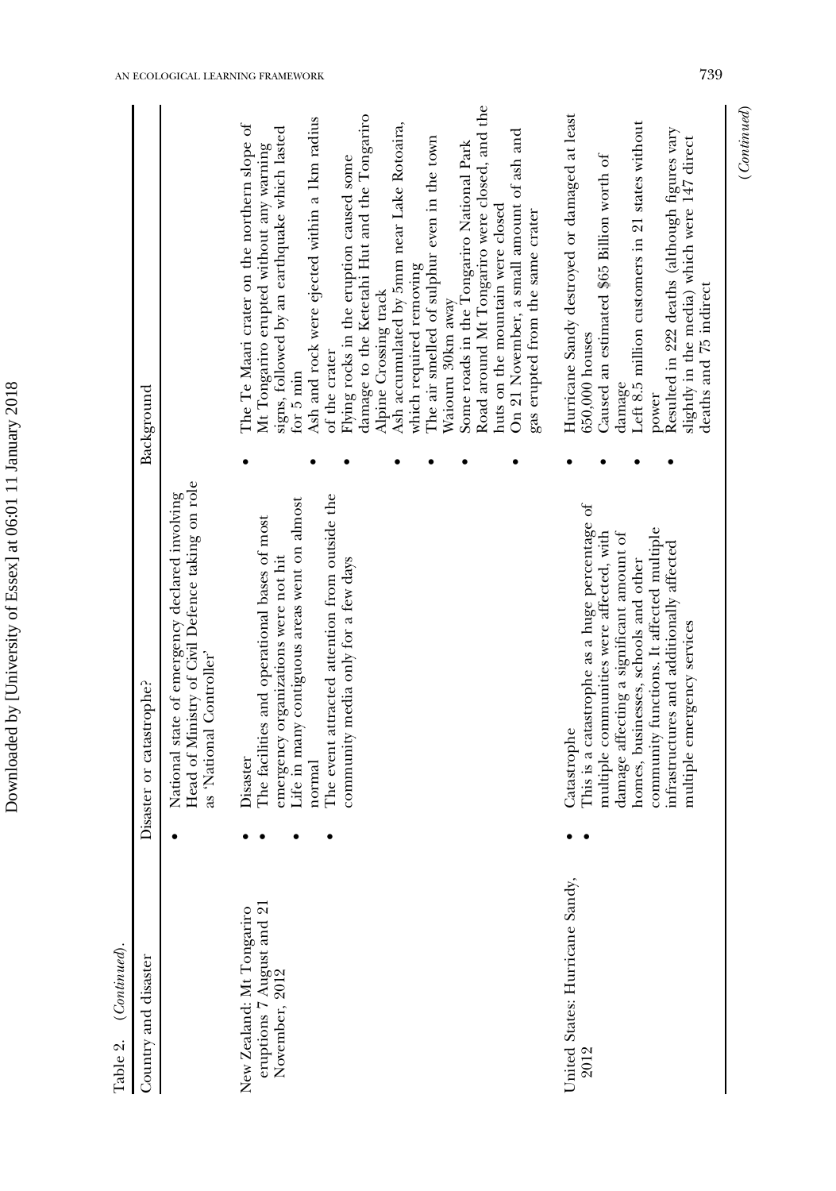Table 2. (*Continued*).

| Country and disaster | Disaster or catastrophe? | Background |
|---|---|---|
| | • National state of emergency declared involving Head of Ministry of Civil Defence taking on role as 'National Controller' | |
| New Zealand: Mt Tongariro eruptions 7 August and 21 November, 2012 | • Disaster<br>• The facilities and operational bases of most emergency organizations were not hit<br>• Life in many contiguous areas went on almost normal<br>• The event attracted attention from outside the community media only for a few days | • The Te Maari crater on the northern slope of Mt Tongariro erupted without any warning signs, followed by an earthquake which lasted for 5 min<br>• Ash and rock were ejected within a 1km radius of the crater<br>• Flying rocks in the eruption caused some damage to the Ketetahi Hut and the Tongariro Alpine Crossing track<br>• Ash accumulated by 5mm near Lake Rotoaira, which required removing<br>• The air smelled of sulphur even in the town Waiouru 30km away<br>• Some roads in the Tongariro National Park Road around Mt Tongariro were closed, and the huts on the mountain were closed<br>• On 21 November, a small amount of ash and gas erupted from the same crater |
| United States: Hurricane Sandy, 2012 | • Catastrophe<br>• This is a catastrophe as a huge percentage of multiple communities were affected, with damage affecting a significant amount of homes, businesses, schools and other community functions. It affected multiple infrastructures and additionally affected multiple emergency services | • Hurricane Sandy destroyed or damaged at least 650,000 houses<br>• Caused an estimated $65 Billion worth of damage<br>• Left 8.5 million customers in 21 states without power<br>• Resulted in 222 deaths (although figures vary slightly in the media) which were 147 direct deaths and 75 indirect |

(*Continued*)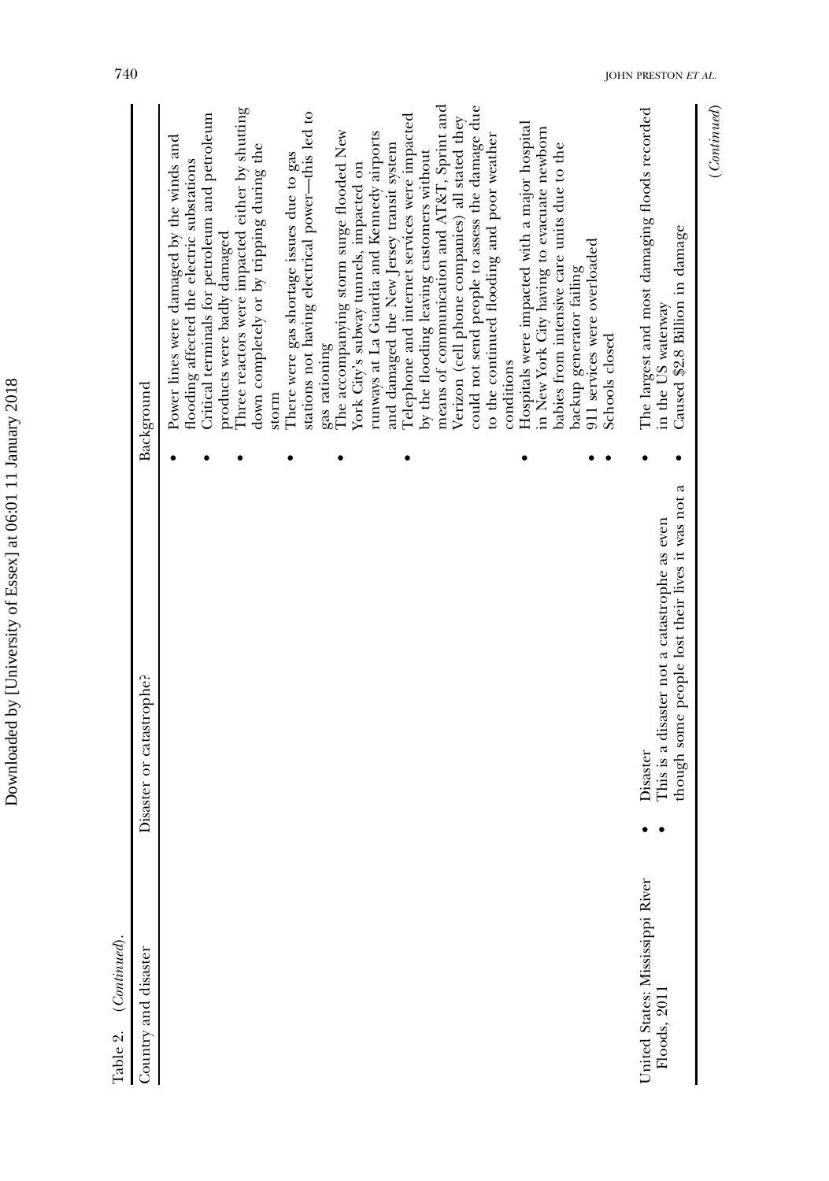Table 2. (*Continued*).

| Country and disaster | Disaster or catastrophe? | Background |
|---|---|---|
| | | • Power lines were damaged by the winds and flooding affected the electric substations<br>• Critical terminals for petroleum and petroleum products were badly damaged<br>• Three reactors were impacted either by shutting down completely or by tripping during the storm<br>• There were gas shortage issues due to gas stations not having electrical power—this led to gas rationing<br>• The accompanying storm surge flooded New York City's subway tunnels, impacted on runways at La Guardia and Kennedy airports and damaged the New Jersey transit system<br>• Telephone and internet services were impacted by the flooding leaving customers without means of communication and AT&T, Sprint and Verizon (cell phone companies) all stated they could not send people to assess the damage due to the continued flooding and poor weather conditions<br>• Hospitals were impacted with a major hospital in New York City having to evacuate newborn babies from intensive care units due to the backup generator failing<br>• 911 services were overloaded<br>• Schools closed |
| United States: Mississippi River Floods, 2011 | • Disaster<br>• This is a disaster not a catastrophe as even though some people lost their lives it was not a | • The largest and most damaging floods recorded in the US waterway<br>• Caused $2.8 Billion in damage |

(*Continued*)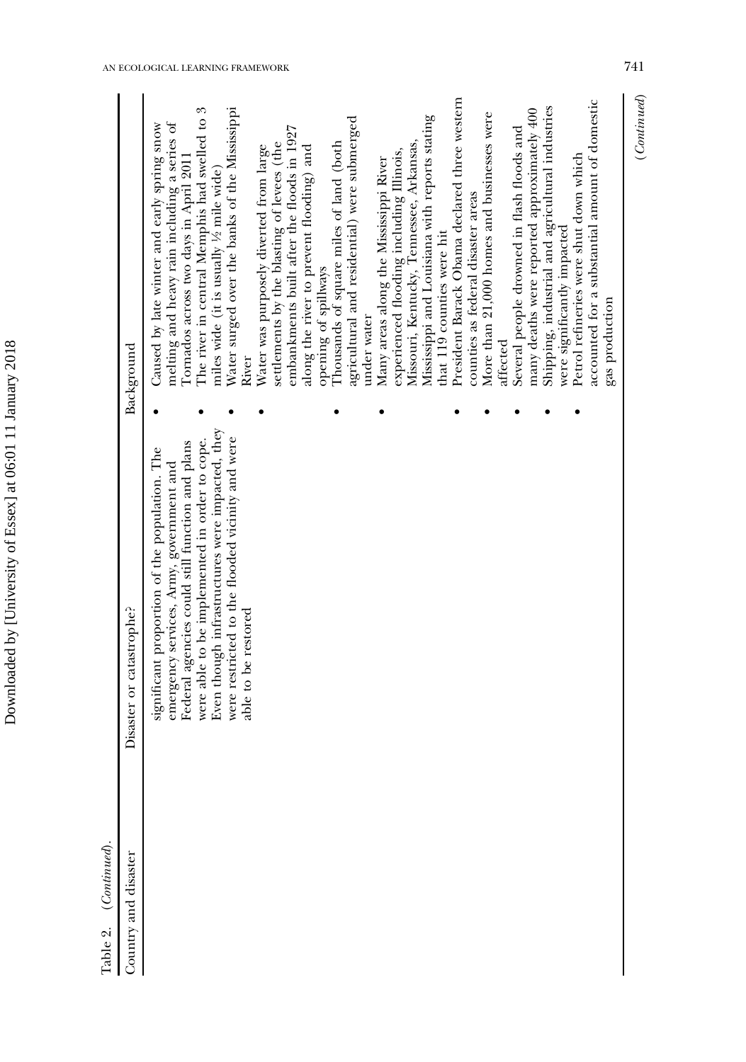Table 2. (*Continued*).

| Country and disaster | Disaster or catastrophe? | Background |
|---|---|---|
| | significant proportion of the population. The emergency services, Army, government and Federal agencies could still function and plans were able to be implemented in order to cope. Even though infrastructures were impacted, they were restricted to the flooded vicinity and were able to be restored | • Caused by late winter and early spring snow melting and heavy rain including a series of Tornados across two days in April 2011<br>• The river in central Memphis had swelled to 3 miles wide (it is usually ½ mile wide)<br>• Water surged over the banks of the Mississippi River<br>• Water was purposely diverted from large settlements by the blasting of levees (the embankments built after the floods in 1927 along the river to prevent flooding) and opening of spillways<br>• Thousands of square miles of land (both agricultural and residential) were submerged under water<br>• Many areas along the Mississippi River experienced flooding including Illinois, Missouri, Kentucky, Tennessee, Arkansas, Mississippi and Louisiana with reports stating that 119 counties were hit<br>• President Barack Obama declared three western counties as federal disaster areas<br>• More than 21,000 homes and businesses were affected<br>• Several people drowned in flash floods and many deaths were reported approximately 400<br>• Shipping, industrial and agricultural industries were significantly impacted<br>• Petrol refineries were shut down which accounted for a substantial amount of domestic gas production |

(*Continued*)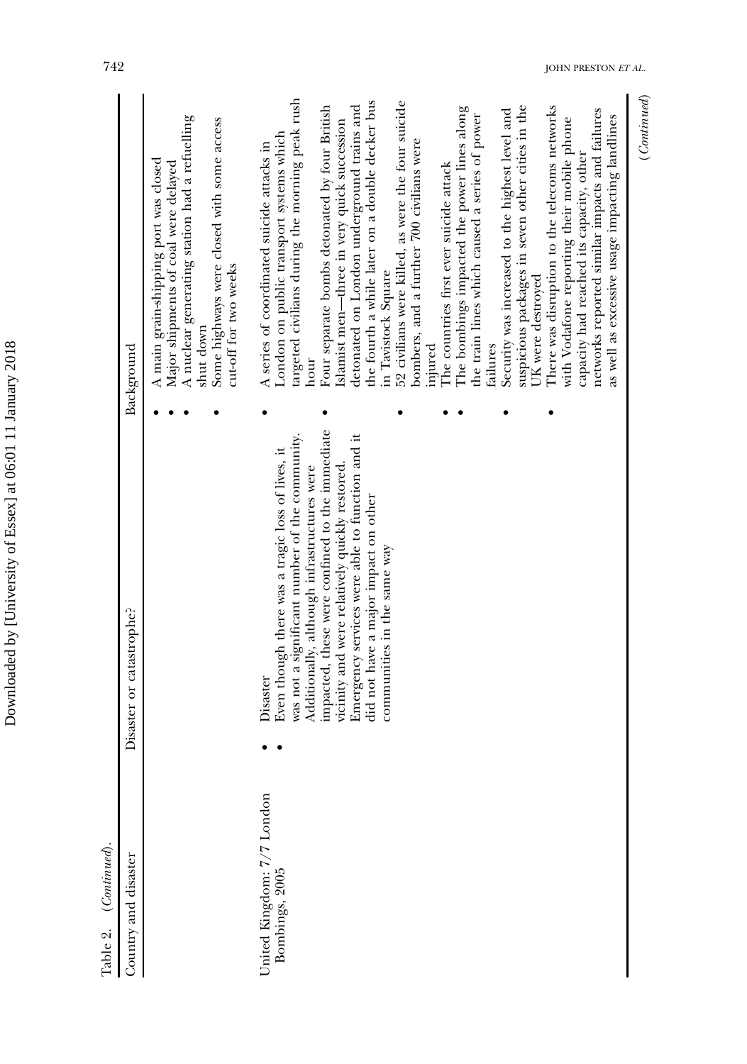Table 2. (*Continued*).

| Country and disaster | Disaster or catastrophe? | Background |
|---|---|---|
| | | • A main grain-shipping port was closed<br>• Major shipments of coal were delayed<br>• A nuclear generating station had a refuelling shut down<br>• Some highways were closed with some access cut-off for two weeks |
| United Kingdom: 7/7 London Bombings, 2005 | • Disaster<br>• Even though there was a tragic loss of lives, it was not a significant number of the community. Additionally, although infrastructures were impacted, these were confined to the immediate vicinity and were relatively quickly restored. Emergency services were able to function and it did not have a major impact on other communities in the same way | • A series of coordinated suicide attacks in London on public transport systems which targeted civilians during the morning peak rush hour<br>• Four separate bombs detonated by four British Islamist men—three in very quick succession detonated on London underground trains and the fourth a while later on a double decker bus in Tavistock Square<br>• 52 civilians were killed, as were the four suicide bombers, and a further 700 civilians were injured<br>• The countries first ever suicide attack<br>• The bombings impacted the power lines along the train lines which caused a series of power failures<br>• Security was increased to the highest level and suspicious packages in seven other cities in the UK were destroyed<br>• There was disruption to the telecoms networks with Vodafone reporting their mobile phone capacity had reached its capacity, other networks reported similar impacts and failures as well as excessive usage impacting landlines |

(*Continued*)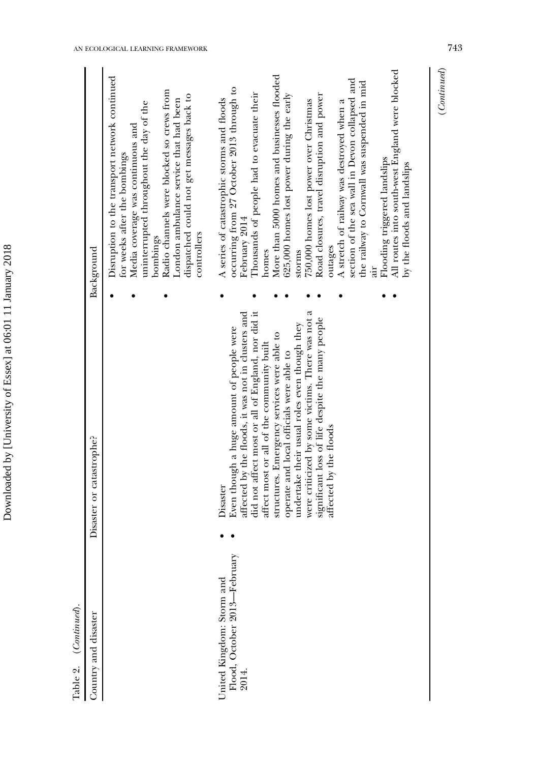Table 2. (*Continued*).

| Country and disaster | Disaster or catastrophe? | Background |
|---|---|---|
| | | • Disruption to the transport network continued for weeks after the bombings<br>• Media coverage was continuous and uninterrupted throughout the day of the bombings<br>• Radio channels were blocked so crews from London ambulance service that had been dispatched could not get messages back to controllers |
| United Kingdom: Storm and Flood, October 2013—February 2014. | • Disaster<br>• Even though a huge amount of people were affected by the floods, it was not in clusters and did not affect most or all of England, nor did it affect most or all of the community built structures. Emergency services were able to operate and local officials were able to undertake their usual roles even though they were criticized by some victims. There was not a significant loss of life despite the many people affected by the floods | • A series of catastrophic storms and floods occurring from 27 October 2013 through to February 2014<br>• Thousands of people had to evacuate their homes<br>• More than 5000 homes and businesses flooded<br>• 625,000 homes lost power during the early storms<br>• 750,000 homes lost power over Christmas<br>• Road closures, travel disruption and power outages<br>• A stretch of railway was destroyed when a section of the sea wall in Devon collapsed and the railway to Cornwall was suspended in mid air<br>• Flooding triggered landslips<br>• All routes into south-west England were blocked by the floods and landslips |

(*Continued*)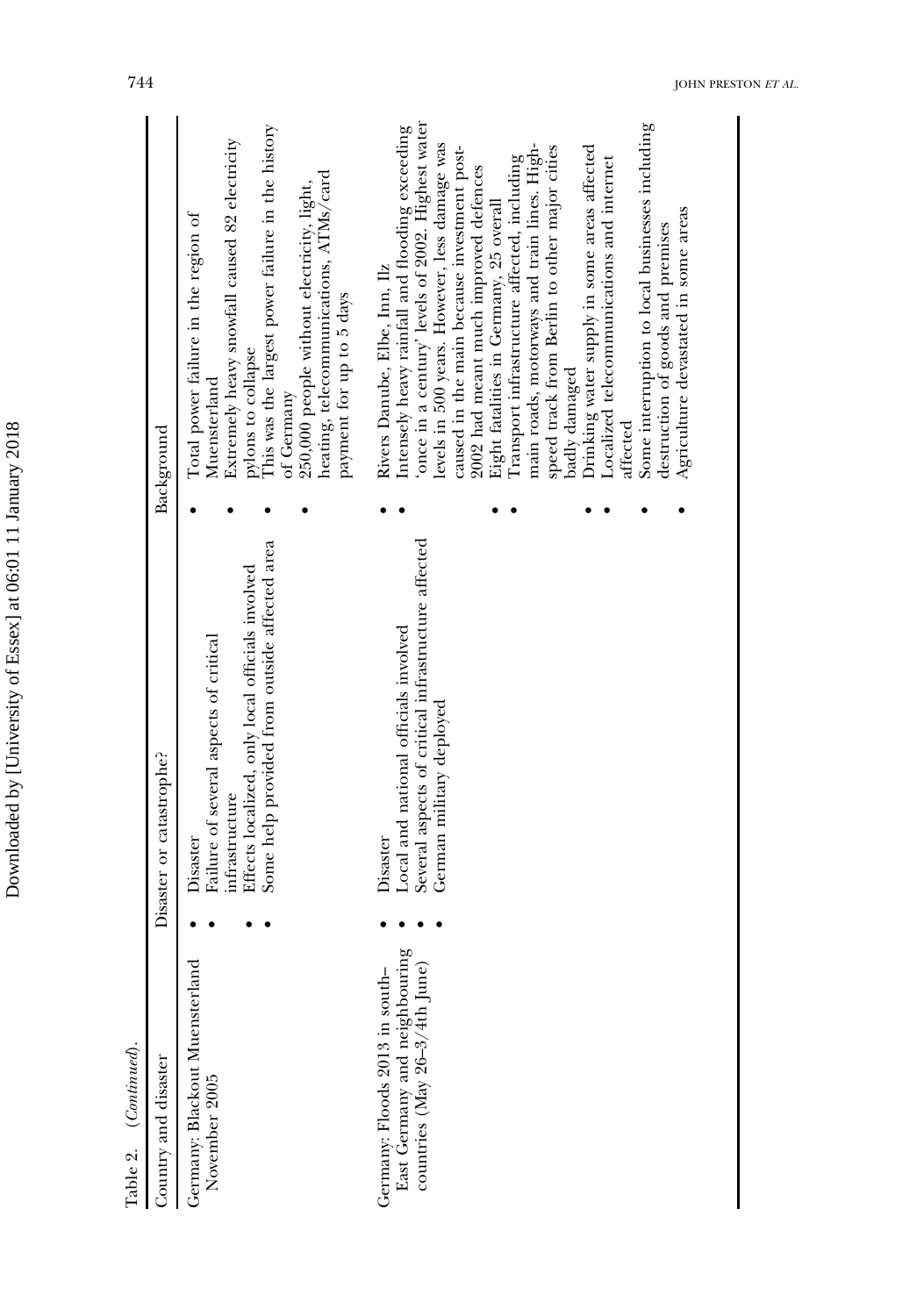Table 2. (*Continued*).

| Country and disaster | Disaster or catastrophe? | Background |
|---|---|---|
| Germany: Blackout Muensterland November 2005 | • Disaster<br>• Failure of several aspects of critical infrastructure<br>• Effects localized, only local officials involved<br>• Some help provided from outside affected area | • Total power failure in the region of Muensterland<br>• Extremely heavy snowfall caused 82 electricity pylons to collapse<br>• This was the largest power failure in the history of Germany<br>• 250,000 people without electricity, light, heating, telecommunications, ATMs/card payment for up to 5 days |
| Germany: Floods 2013 in south–East Germany and neighbouring countries (May 26–3/4th June) | • Disaster<br>• Local and national officials involved<br>• Several aspects of critical infrastructure affected<br>• German military deployed | • Rivers Danube, Elbe, Inn, Ilz<br>• Intensely heavy rainfall and flooding exceeding 'once in a century' levels of 2002. Highest water levels in 500 years. However, less damage was caused in the main because investment post-2002 had meant much improved defences<br>• Eight fatalities in Germany, 25 overall<br>• Transport infrastructure affected, including main roads, motorways and train lines. High-speed track from Berlin to other major cities badly damaged<br>• Drinking water supply in some areas affected<br>• Localized telecommunications and internet affected<br>• Some interruption to local businesses including destruction of goods and premises<br>• Agriculture devastated in some areas |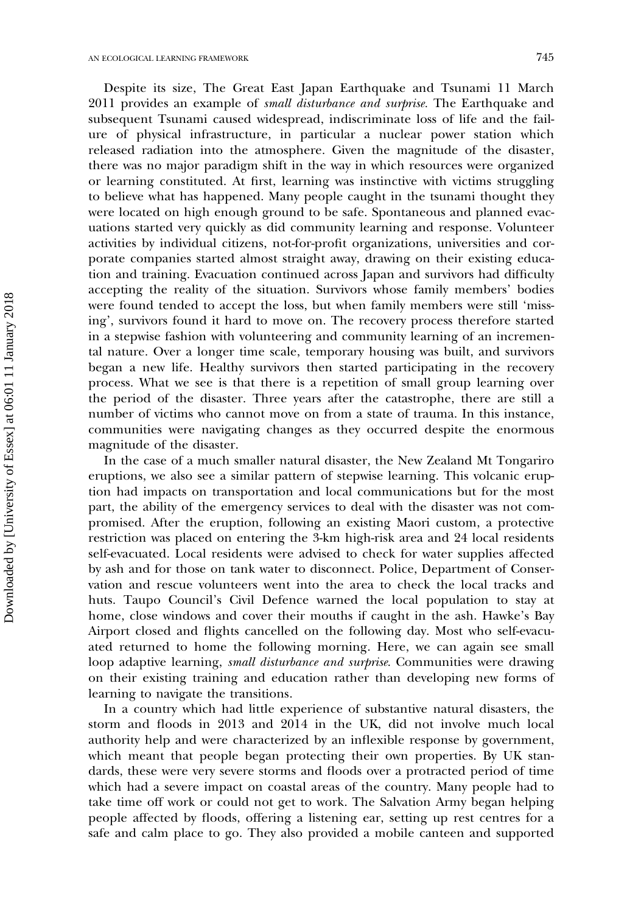Despite its size, The Great East Japan Earthquake and Tsunami 11 March 2011 provides an example of *small disturbance and surprise*. The Earthquake and subsequent Tsunami caused widespread, indiscriminate loss of life and the failure of physical infrastructure, in particular a nuclear power station which released radiation into the atmosphere. Given the magnitude of the disaster, there was no major paradigm shift in the way in which resources were organized or learning constituted. At first, learning was instinctive with victims struggling to believe what has happened. Many people caught in the tsunami thought they were located on high enough ground to be safe. Spontaneous and planned evacuations started very quickly as did community learning and response. Volunteer activities by individual citizens, not-for-profit organizations, universities and corporate companies started almost straight away, drawing on their existing education and training. Evacuation continued across Japan and survivors had difficulty accepting the reality of the situation. Survivors whose family members' bodies were found tended to accept the loss, but when family members were still 'missing', survivors found it hard to move on. The recovery process therefore started in a stepwise fashion with volunteering and community learning of an incremental nature. Over a longer time scale, temporary housing was built, and survivors began a new life. Healthy survivors then started participating in the recovery process. What we see is that there is a repetition of small group learning over the period of the disaster. Three years after the catastrophe, there are still a number of victims who cannot move on from a state of trauma. In this instance, communities were navigating changes as they occurred despite the enormous magnitude of the disaster.

In the case of a much smaller natural disaster, the New Zealand Mt Tongariro eruptions, we also see a similar pattern of stepwise learning. This volcanic eruption had impacts on transportation and local communications but for the most part, the ability of the emergency services to deal with the disaster was not compromised. After the eruption, following an existing Maori custom, a protective restriction was placed on entering the 3-km high-risk area and 24 local residents self-evacuated. Local residents were advised to check for water supplies affected by ash and for those on tank water to disconnect. Police, Department of Conservation and rescue volunteers went into the area to check the local tracks and huts. Taupo Council's Civil Defence warned the local population to stay at home, close windows and cover their mouths if caught in the ash. Hawke's Bay Airport closed and flights cancelled on the following day. Most who self-evacuated returned to home the following morning. Here, we can again see small loop adaptive learning, *small disturbance and surprise*. Communities were drawing on their existing training and education rather than developing new forms of learning to navigate the transitions.

In a country which had little experience of substantive natural disasters, the storm and floods in 2013 and 2014 in the UK, did not involve much local authority help and were characterized by an inflexible response by government, which meant that people began protecting their own properties. By UK standards, these were very severe storms and floods over a protracted period of time which had a severe impact on coastal areas of the country. Many people had to take time off work or could not get to work. The Salvation Army began helping people affected by floods, offering a listening ear, setting up rest centres for a safe and calm place to go. They also provided a mobile canteen and supported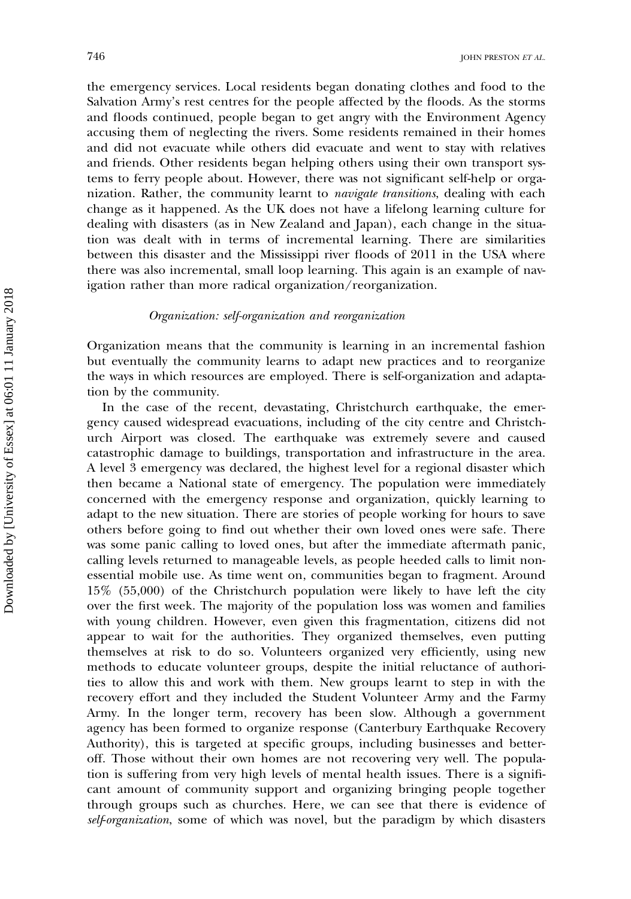the emergency services. Local residents began donating clothes and food to the Salvation Army's rest centres for the people affected by the floods. As the storms and floods continued, people began to get angry with the Environment Agency accusing them of neglecting the rivers. Some residents remained in their homes and did not evacuate while others did evacuate and went to stay with relatives and friends. Other residents began helping others using their own transport systems to ferry people about. However, there was not significant self-help or organization. Rather, the community learnt to *navigate transitions*, dealing with each change as it happened. As the UK does not have a lifelong learning culture for dealing with disasters (as in New Zealand and Japan), each change in the situation was dealt with in terms of incremental learning. There are similarities between this disaster and the Mississippi river floods of 2011 in the USA where there was also incremental, small loop learning. This again is an example of navigation rather than more radical organization/reorganization.

### *Organization: self-organization and reorganization*

Organization means that the community is learning in an incremental fashion but eventually the community learns to adapt new practices and to reorganize the ways in which resources are employed. There is self-organization and adaptation by the community.

In the case of the recent, devastating, Christchurch earthquake, the emergency caused widespread evacuations, including of the city centre and Christchurch Airport was closed. The earthquake was extremely severe and caused catastrophic damage to buildings, transportation and infrastructure in the area. A level 3 emergency was declared, the highest level for a regional disaster which then became a National state of emergency. The population were immediately concerned with the emergency response and organization, quickly learning to adapt to the new situation. There are stories of people working for hours to save others before going to find out whether their own loved ones were safe. There was some panic calling to loved ones, but after the immediate aftermath panic, calling levels returned to manageable levels, as people heeded calls to limit non-essential mobile use. As time went on, communities began to fragment. Around 15% (55,000) of the Christchurch population were likely to have left the city over the first week. The majority of the population loss was women and families with young children. However, even given this fragmentation, citizens did not appear to wait for the authorities. They organized themselves, even putting themselves at risk to do so. Volunteers organized very efficiently, using new methods to educate volunteer groups, despite the initial reluctance of authorities to allow this and work with them. New groups learnt to step in with the recovery effort and they included the Student Volunteer Army and the Farmy Army. In the longer term, recovery has been slow. Although a government agency has been formed to organize response (Canterbury Earthquake Recovery Authority), this is targeted at specific groups, including businesses and better-off. Those without their own homes are not recovering very well. The population is suffering from very high levels of mental health issues. There is a significant amount of community support and organizing bringing people together through groups such as churches. Here, we can see that there is evidence of *self-organization*, some of which was novel, but the paradigm by which disasters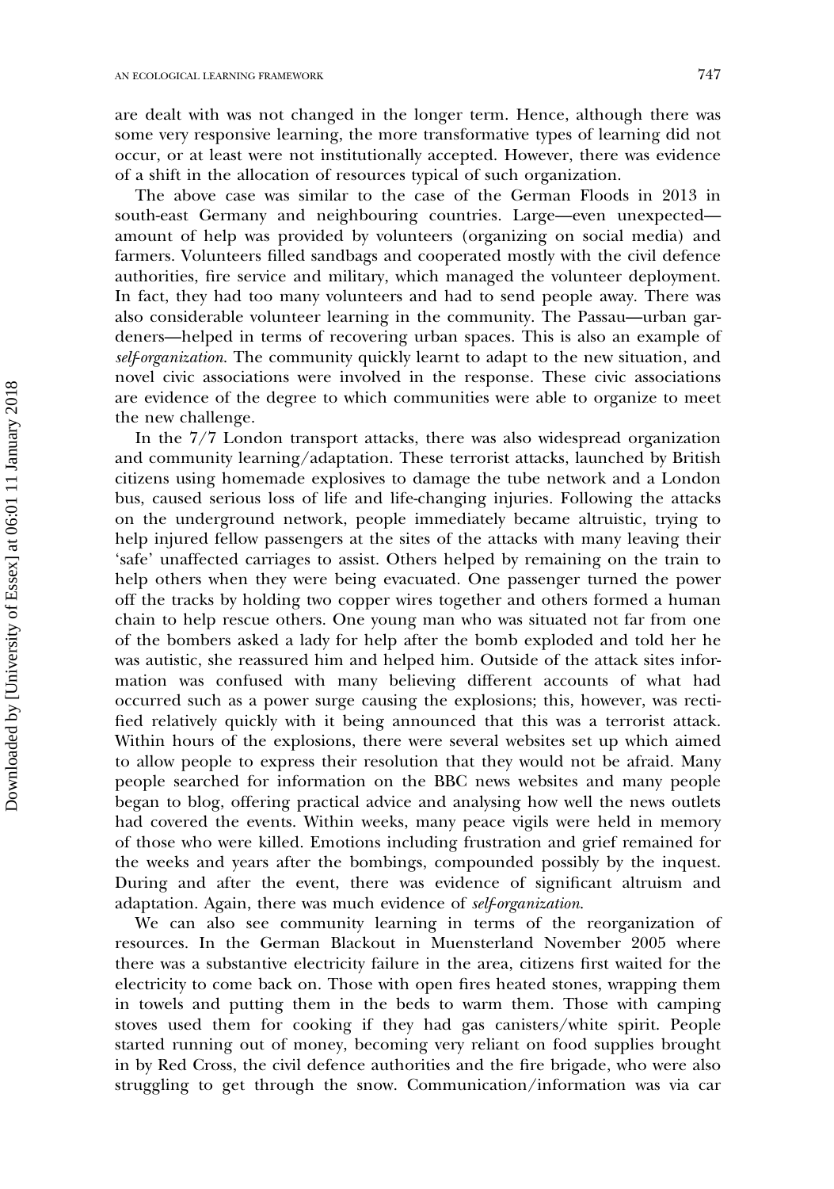are dealt with was not changed in the longer term. Hence, although there was some very responsive learning, the more transformative types of learning did not occur, or at least were not institutionally accepted. However, there was evidence of a shift in the allocation of resources typical of such organization.

The above case was similar to the case of the German Floods in 2013 in south-east Germany and neighbouring countries. Large—even unexpected—amount of help was provided by volunteers (organizing on social media) and farmers. Volunteers filled sandbags and cooperated mostly with the civil defence authorities, fire service and military, which managed the volunteer deployment. In fact, they had too many volunteers and had to send people away. There was also considerable volunteer learning in the community. The Passau—urban gardeners—helped in terms of recovering urban spaces. This is also an example of *self-organization*. The community quickly learnt to adapt to the new situation, and novel civic associations were involved in the response. These civic associations are evidence of the degree to which communities were able to organize to meet the new challenge.

In the 7/7 London transport attacks, there was also widespread organization and community learning/adaptation. These terrorist attacks, launched by British citizens using homemade explosives to damage the tube network and a London bus, caused serious loss of life and life-changing injuries. Following the attacks on the underground network, people immediately became altruistic, trying to help injured fellow passengers at the sites of the attacks with many leaving their 'safe' unaffected carriages to assist. Others helped by remaining on the train to help others when they were being evacuated. One passenger turned the power off the tracks by holding two copper wires together and others formed a human chain to help rescue others. One young man who was situated not far from one of the bombers asked a lady for help after the bomb exploded and told her he was autistic, she reassured him and helped him. Outside of the attack sites information was confused with many believing different accounts of what had occurred such as a power surge causing the explosions; this, however, was rectified relatively quickly with it being announced that this was a terrorist attack. Within hours of the explosions, there were several websites set up which aimed to allow people to express their resolution that they would not be afraid. Many people searched for information on the BBC news websites and many people began to blog, offering practical advice and analysing how well the news outlets had covered the events. Within weeks, many peace vigils were held in memory of those who were killed. Emotions including frustration and grief remained for the weeks and years after the bombings, compounded possibly by the inquest. During and after the event, there was evidence of significant altruism and adaptation. Again, there was much evidence of *self-organization*.

We can also see community learning in terms of the reorganization of resources. In the German Blackout in Muensterland November 2005 where there was a substantive electricity failure in the area, citizens first waited for the electricity to come back on. Those with open fires heated stones, wrapping them in towels and putting them in the beds to warm them. Those with camping stoves used them for cooking if they had gas canisters/white spirit. People started running out of money, becoming very reliant on food supplies brought in by Red Cross, the civil defence authorities and the fire brigade, who were also struggling to get through the snow. Communication/information was via car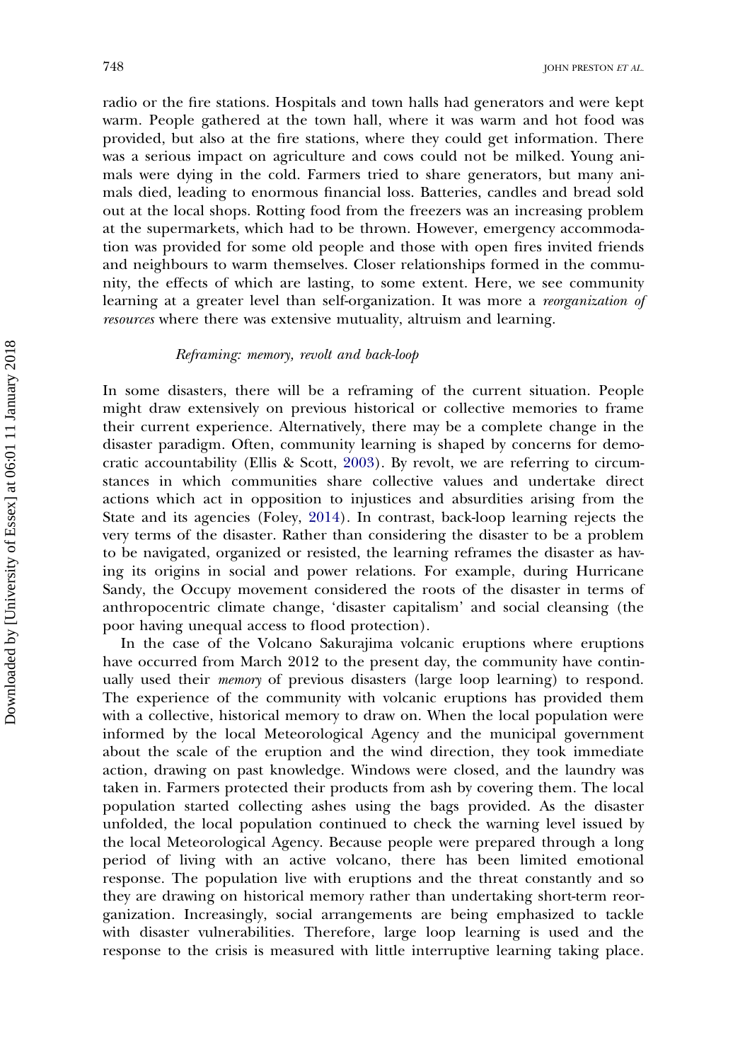radio or the fire stations. Hospitals and town halls had generators and were kept warm. People gathered at the town hall, where it was warm and hot food was provided, but also at the fire stations, where they could get information. There was a serious impact on agriculture and cows could not be milked. Young animals were dying in the cold. Farmers tried to share generators, but many animals died, leading to enormous financial loss. Batteries, candles and bread sold out at the local shops. Rotting food from the freezers was an increasing problem at the supermarkets, which had to be thrown. However, emergency accommodation was provided for some old people and those with open fires invited friends and neighbours to warm themselves. Closer relationships formed in the community, the effects of which are lasting, to some extent. Here, we see community learning at a greater level than self-organization. It was more a *reorganization of resources* where there was extensive mutuality, altruism and learning.

### *Reframing: memory, revolt and back-loop*

In some disasters, there will be a reframing of the current situation. People might draw extensively on previous historical or collective memories to frame their current experience. Alternatively, there may be a complete change in the disaster paradigm. Often, community learning is shaped by concerns for democratic accountability (Ellis & Scott, 2003). By revolt, we are referring to circumstances in which communities share collective values and undertake direct actions which act in opposition to injustices and absurdities arising from the State and its agencies (Foley, 2014). In contrast, back-loop learning rejects the very terms of the disaster. Rather than considering the disaster to be a problem to be navigated, organized or resisted, the learning reframes the disaster as having its origins in social and power relations. For example, during Hurricane Sandy, the Occupy movement considered the roots of the disaster in terms of anthropocentric climate change, 'disaster capitalism' and social cleansing (the poor having unequal access to flood protection).

In the case of the Volcano Sakurajima volcanic eruptions where eruptions have occurred from March 2012 to the present day, the community have continually used their *memory* of previous disasters (large loop learning) to respond. The experience of the community with volcanic eruptions has provided them with a collective, historical memory to draw on. When the local population were informed by the local Meteorological Agency and the municipal government about the scale of the eruption and the wind direction, they took immediate action, drawing on past knowledge. Windows were closed, and the laundry was taken in. Farmers protected their products from ash by covering them. The local population started collecting ashes using the bags provided. As the disaster unfolded, the local population continued to check the warning level issued by the local Meteorological Agency. Because people were prepared through a long period of living with an active volcano, there has been limited emotional response. The population live with eruptions and the threat constantly and so they are drawing on historical memory rather than undertaking short-term reorganization. Increasingly, social arrangements are being emphasized to tackle with disaster vulnerabilities. Therefore, large loop learning is used and the response to the crisis is measured with little interruptive learning taking place.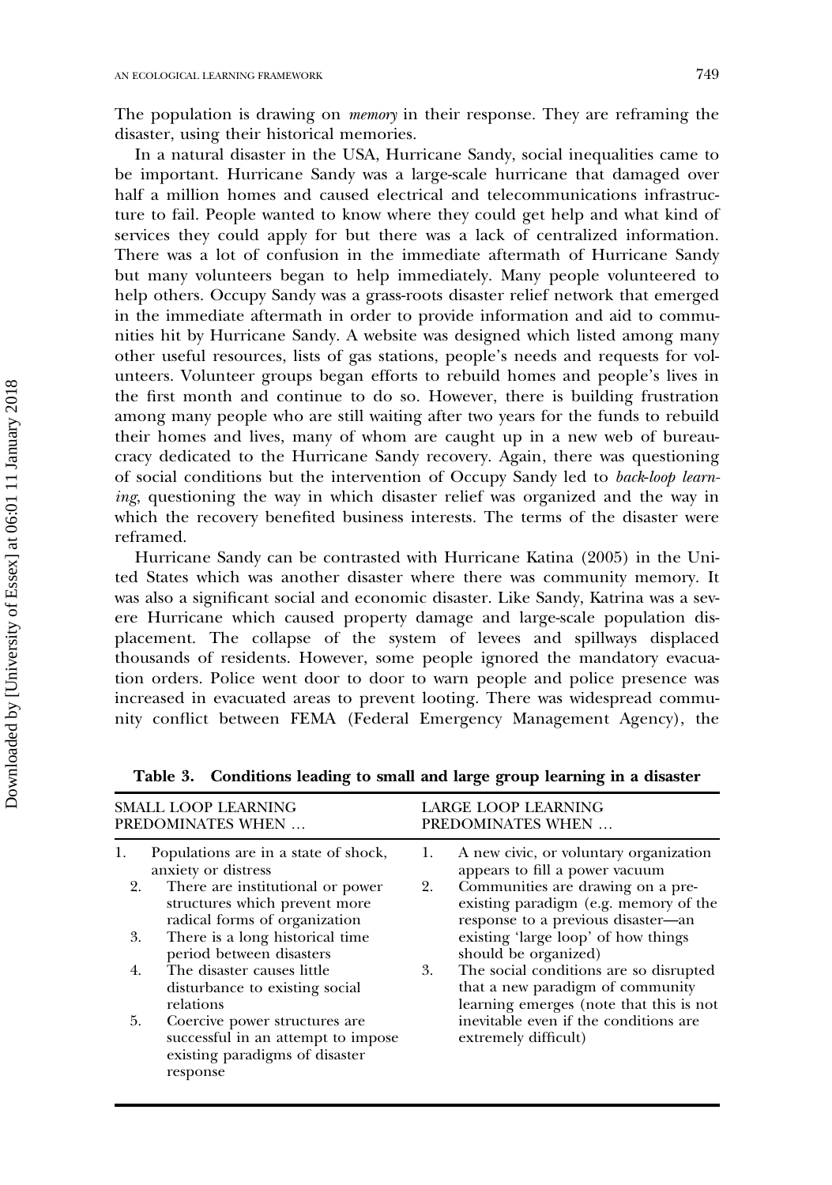The population is drawing on *memory* in their response. They are reframing the disaster, using their historical memories.

In a natural disaster in the USA, Hurricane Sandy, social inequalities came to be important. Hurricane Sandy was a large-scale hurricane that damaged over half a million homes and caused electrical and telecommunications infrastructure to fail. People wanted to know where they could get help and what kind of services they could apply for but there was a lack of centralized information. There was a lot of confusion in the immediate aftermath of Hurricane Sandy but many volunteers began to help immediately. Many people volunteered to help others. Occupy Sandy was a grass-roots disaster relief network that emerged in the immediate aftermath in order to provide information and aid to communities hit by Hurricane Sandy. A website was designed which listed among many other useful resources, lists of gas stations, people's needs and requests for volunteers. Volunteer groups began efforts to rebuild homes and people's lives in the first month and continue to do so. However, there is building frustration among many people who are still waiting after two years for the funds to rebuild their homes and lives, many of whom are caught up in a new web of bureaucracy dedicated to the Hurricane Sandy recovery. Again, there was questioning of social conditions but the intervention of Occupy Sandy led to *back-loop learning*, questioning the way in which disaster relief was organized and the way in which the recovery benefited business interests. The terms of the disaster were reframed.

Hurricane Sandy can be contrasted with Hurricane Katina (2005) in the United States which was another disaster where there was community memory. It was also a significant social and economic disaster. Like Sandy, Katrina was a severe Hurricane which caused property damage and large-scale population displacement. The collapse of the system of levees and spillways displaced thousands of residents. However, some people ignored the mandatory evacuation orders. Police went door to door to warn people and police presence was increased in evacuated areas to prevent looting. There was widespread community conflict between FEMA (Federal Emergency Management Agency), the

**Table 3. Conditions leading to small and large group learning in a disaster**

| SMALL LOOP LEARNING PREDOMINATES WHEN … | LARGE LOOP LEARNING PREDOMINATES WHEN … |
|---|---|
| 1. Populations are in a state of shock, anxiety or distress | 1. A new civic, or voluntary organization appears to fill a power vacuum |
| 2. There are institutional or power structures which prevent more radical forms of organization | 2. Communities are drawing on a pre-existing paradigm (e.g. memory of the response to a previous disaster—an existing 'large loop' of how things should be organized) |
| 3. There is a long historical time period between disasters | 3. The social conditions are so disrupted that a new paradigm of community learning emerges (note that this is not inevitable even if the conditions are extremely difficult) |
| 4. The disaster causes little disturbance to existing social relations | |
| 5. Coercive power structures are successful in an attempt to impose existing paradigms of disaster response | |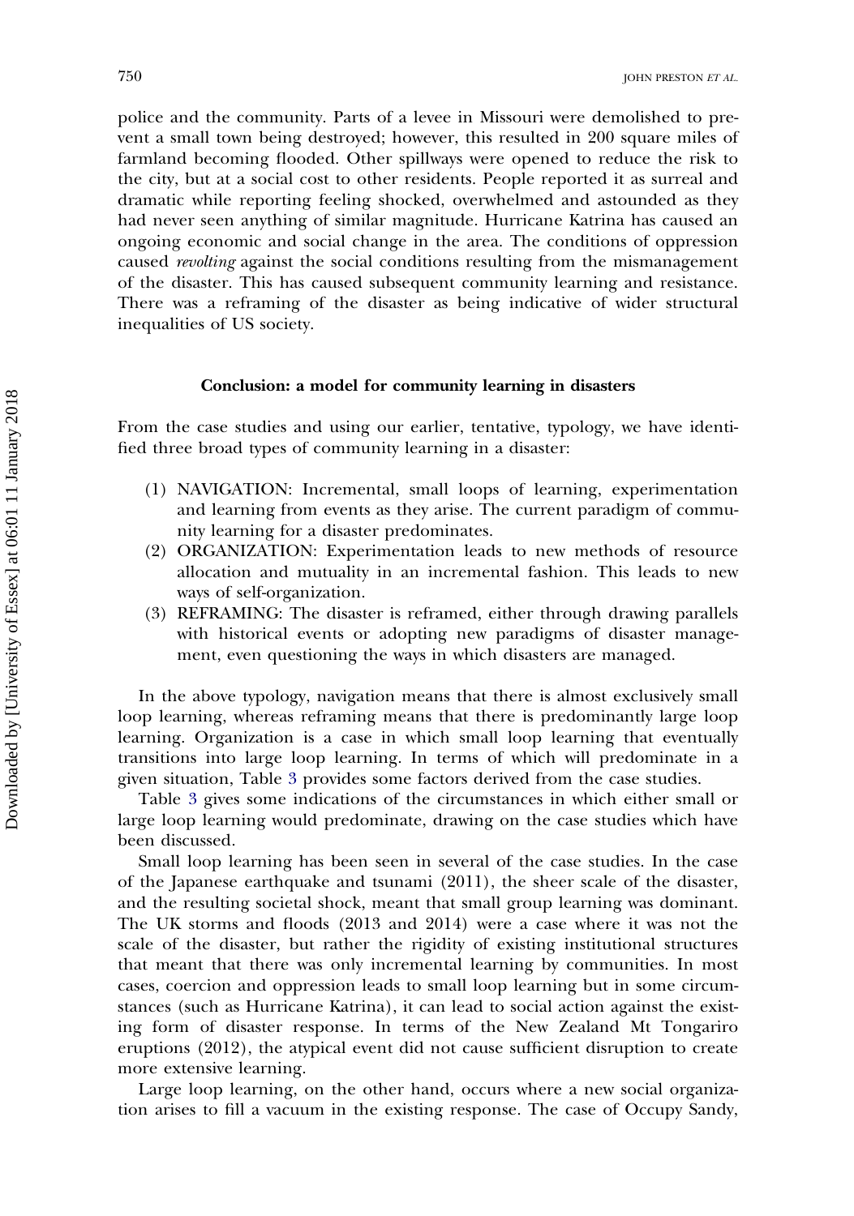police and the community. Parts of a levee in Missouri were demolished to prevent a small town being destroyed; however, this resulted in 200 square miles of farmland becoming flooded. Other spillways were opened to reduce the risk to the city, but at a social cost to other residents. People reported it as surreal and dramatic while reporting feeling shocked, overwhelmed and astounded as they had never seen anything of similar magnitude. Hurricane Katrina has caused an ongoing economic and social change in the area. The conditions of oppression caused *revolting* against the social conditions resulting from the mismanagement of the disaster. This has caused subsequent community learning and resistance. There was a reframing of the disaster as being indicative of wider structural inequalities of US society.

## Conclusion: a model for community learning in disasters

From the case studies and using our earlier, tentative, typology, we have identified three broad types of community learning in a disaster:

(1) NAVIGATION: Incremental, small loops of learning, experimentation and learning from events as they arise. The current paradigm of community learning for a disaster predominates.
(2) ORGANIZATION: Experimentation leads to new methods of resource allocation and mutuality in an incremental fashion. This leads to new ways of self-organization.
(3) REFRAMING: The disaster is reframed, either through drawing parallels with historical events or adopting new paradigms of disaster management, even questioning the ways in which disasters are managed.

In the above typology, navigation means that there is almost exclusively small loop learning, whereas reframing means that there is predominantly large loop learning. Organization is a case in which small loop learning that eventually transitions into large loop learning. In terms of which will predominate in a given situation, Table 3 provides some factors derived from the case studies.

Table 3 gives some indications of the circumstances in which either small or large loop learning would predominate, drawing on the case studies which have been discussed.

Small loop learning has been seen in several of the case studies. In the case of the Japanese earthquake and tsunami (2011), the sheer scale of the disaster, and the resulting societal shock, meant that small group learning was dominant. The UK storms and floods (2013 and 2014) were a case where it was not the scale of the disaster, but rather the rigidity of existing institutional structures that meant that there was only incremental learning by communities. In most cases, coercion and oppression leads to small loop learning but in some circumstances (such as Hurricane Katrina), it can lead to social action against the existing form of disaster response. In terms of the New Zealand Mt Tongariro eruptions (2012), the atypical event did not cause sufficient disruption to create more extensive learning.

Large loop learning, on the other hand, occurs where a new social organization arises to fill a vacuum in the existing response. The case of Occupy Sandy,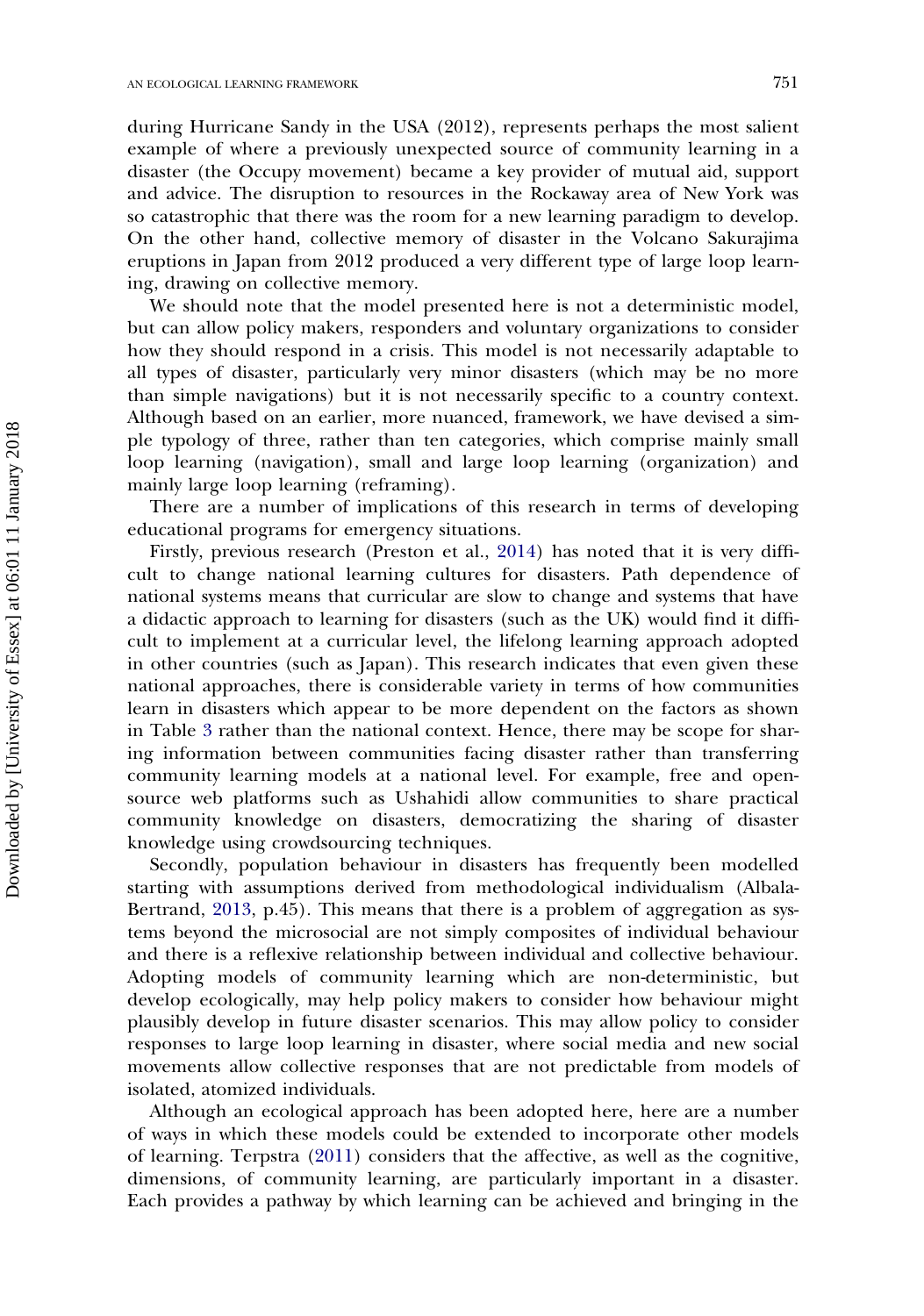during Hurricane Sandy in the USA (2012), represents perhaps the most salient example of where a previously unexpected source of community learning in a disaster (the Occupy movement) became a key provider of mutual aid, support and advice. The disruption to resources in the Rockaway area of New York was so catastrophic that there was the room for a new learning paradigm to develop. On the other hand, collective memory of disaster in the Volcano Sakurajima eruptions in Japan from 2012 produced a very different type of large loop learning, drawing on collective memory.

We should note that the model presented here is not a deterministic model, but can allow policy makers, responders and voluntary organizations to consider how they should respond in a crisis. This model is not necessarily adaptable to all types of disaster, particularly very minor disasters (which may be no more than simple navigations) but it is not necessarily specific to a country context. Although based on an earlier, more nuanced, framework, we have devised a simple typology of three, rather than ten categories, which comprise mainly small loop learning (navigation), small and large loop learning (organization) and mainly large loop learning (reframing).

There are a number of implications of this research in terms of developing educational programs for emergency situations.

Firstly, previous research (Preston et al., 2014) has noted that it is very difficult to change national learning cultures for disasters. Path dependence of national systems means that curricular are slow to change and systems that have a didactic approach to learning for disasters (such as the UK) would find it difficult to implement at a curricular level, the lifelong learning approach adopted in other countries (such as Japan). This research indicates that even given these national approaches, there is considerable variety in terms of how communities learn in disasters which appear to be more dependent on the factors as shown in Table 3 rather than the national context. Hence, there may be scope for sharing information between communities facing disaster rather than transferring community learning models at a national level. For example, free and open-source web platforms such as Ushahidi allow communities to share practical community knowledge on disasters, democratizing the sharing of disaster knowledge using crowdsourcing techniques.

Secondly, population behaviour in disasters has frequently been modelled starting with assumptions derived from methodological individualism (Albala-Bertrand, 2013, p.45). This means that there is a problem of aggregation as systems beyond the microsocial are not simply composites of individual behaviour and there is a reflexive relationship between individual and collective behaviour. Adopting models of community learning which are non-deterministic, but develop ecologically, may help policy makers to consider how behaviour might plausibly develop in future disaster scenarios. This may allow policy to consider responses to large loop learning in disaster, where social media and new social movements allow collective responses that are not predictable from models of isolated, atomized individuals.

Although an ecological approach has been adopted here, here are a number of ways in which these models could be extended to incorporate other models of learning. Terpstra (2011) considers that the affective, as well as the cognitive, dimensions, of community learning, are particularly important in a disaster. Each provides a pathway by which learning can be achieved and bringing in the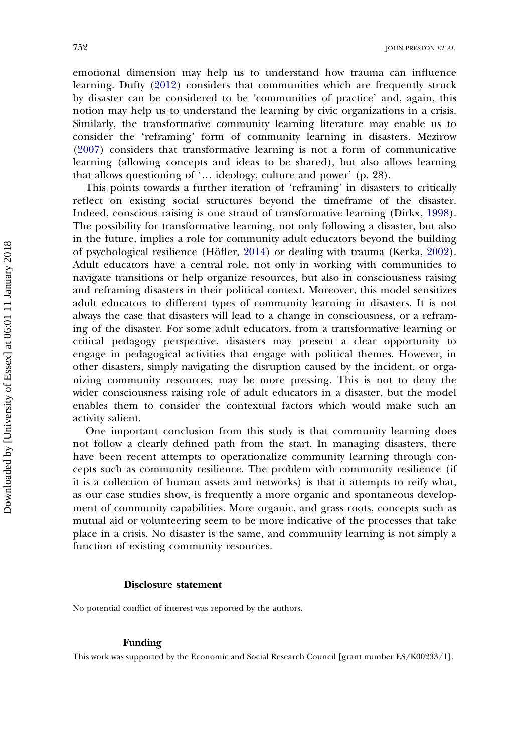emotional dimension may help us to understand how trauma can influence learning. Dufty (2012) considers that communities which are frequently struck by disaster can be considered to be 'communities of practice' and, again, this notion may help us to understand the learning by civic organizations in a crisis. Similarly, the transformative community learning literature may enable us to consider the 'reframing' form of community learning in disasters. Mezirow (2007) considers that transformative learning is not a form of communicative learning (allowing concepts and ideas to be shared), but also allows learning that allows questioning of '… ideology, culture and power' (p. 28).

This points towards a further iteration of 'reframing' in disasters to critically reflect on existing social structures beyond the timeframe of the disaster. Indeed, conscious raising is one strand of transformative learning (Dirkx, 1998). The possibility for transformative learning, not only following a disaster, but also in the future, implies a role for community adult educators beyond the building of psychological resilience (Höfler, 2014) or dealing with trauma (Kerka, 2002). Adult educators have a central role, not only in working with communities to navigate transitions or help organize resources, but also in consciousness raising and reframing disasters in their political context. Moreover, this model sensitizes adult educators to different types of community learning in disasters. It is not always the case that disasters will lead to a change in consciousness, or a reframing of the disaster. For some adult educators, from a transformative learning or critical pedagogy perspective, disasters may present a clear opportunity to engage in pedagogical activities that engage with political themes. However, in other disasters, simply navigating the disruption caused by the incident, or organizing community resources, may be more pressing. This is not to deny the wider consciousness raising role of adult educators in a disaster, but the model enables them to consider the contextual factors which would make such an activity salient.

One important conclusion from this study is that community learning does not follow a clearly defined path from the start. In managing disasters, there have been recent attempts to operationalize community learning through concepts such as community resilience. The problem with community resilience (if it is a collection of human assets and networks) is that it attempts to reify what, as our case studies show, is frequently a more organic and spontaneous development of community capabilities. More organic, and grass roots, concepts such as mutual aid or volunteering seem to be more indicative of the processes that take place in a crisis. No disaster is the same, and community learning is not simply a function of existing community resources.

## Disclosure statement

No potential conflict of interest was reported by the authors.

## Funding

This work was supported by the Economic and Social Research Council [grant number ES/K00233/1].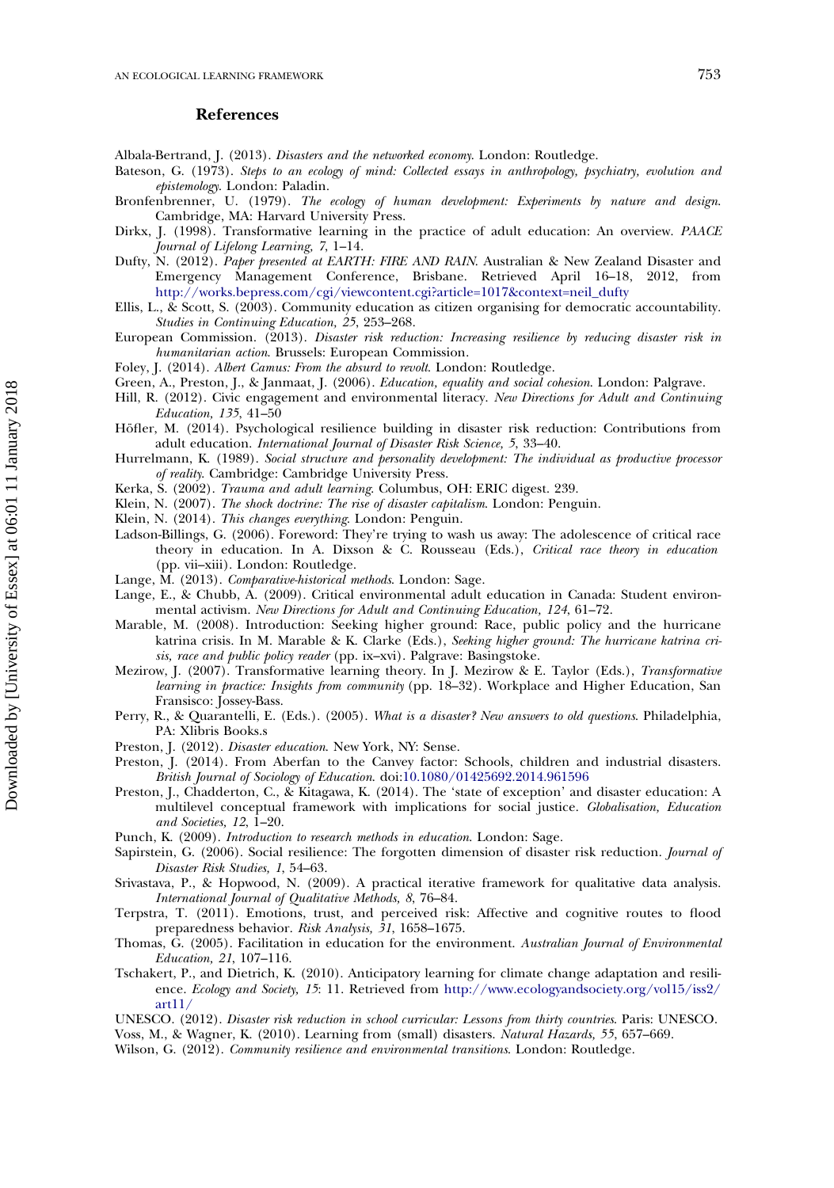## References

Albala-Bertrand, J. (2013). *Disasters and the networked economy*. London: Routledge.

Bateson, G. (1973). *Steps to an ecology of mind: Collected essays in anthropology, psychiatry, evolution and epistemology*. London: Paladin.

Bronfenbrenner, U. (1979). *The ecology of human development: Experiments by nature and design*. Cambridge, MA: Harvard University Press.

Dirkx, J. (1998). Transformative learning in the practice of adult education: An overview. *PAACE Journal of Lifelong Learning, 7*, 1–14.

Dufty, N. (2012). *Paper presented at EARTH: FIRE AND RAIN*. Australian & New Zealand Disaster and Emergency Management Conference, Brisbane. Retrieved April 16–18, 2012, from http://works.bepress.com/cgi/viewcontent.cgi?article=1017&context=neil_dufty

Ellis, L., & Scott, S. (2003). Community education as citizen organising for democratic accountability. *Studies in Continuing Education, 25*, 253–268.

European Commission. (2013). *Disaster risk reduction: Increasing resilience by reducing disaster risk in humanitarian action*. Brussels: European Commission.

Foley, J. (2014). *Albert Camus: From the absurd to revolt*. London: Routledge.

Green, A., Preston, J., & Janmaat, J. (2006). *Education, equality and social cohesion*. London: Palgrave.

Hill, R. (2012). Civic engagement and environmental literacy. *New Directions for Adult and Continuing Education, 135*, 41–50

Höfler, M. (2014). Psychological resilience building in disaster risk reduction: Contributions from adult education. *International Journal of Disaster Risk Science, 5*, 33–40.

Hurrelmann, K. (1989). *Social structure and personality development: The individual as productive processor of reality*. Cambridge: Cambridge University Press.

Kerka, S. (2002). *Trauma and adult learning*. Columbus, OH: ERIC digest. 239.

Klein, N. (2007). *The shock doctrine: The rise of disaster capitalism*. London: Penguin.

Klein, N. (2014). *This changes everything*. London: Penguin.

Ladson-Billings, G. (2006). Foreword: They're trying to wash us away: The adolescence of critical race theory in education. In A. Dixson & C. Rousseau (Eds.), *Critical race theory in education* (pp. vii–xiii). London: Routledge.

Lange, M. (2013). *Comparative-historical methods*. London: Sage.

Lange, E., & Chubb, A. (2009). Critical environmental adult education in Canada: Student environmental activism. *New Directions for Adult and Continuing Education, 124*, 61–72.

Marable, M. (2008). Introduction: Seeking higher ground: Race, public policy and the hurricane katrina crisis. In M. Marable & K. Clarke (Eds.), *Seeking higher ground: The hurricane katrina crisis, race and public policy reader* (pp. ix–xvi). Palgrave: Basingstoke.

Mezirow, J. (2007). Transformative learning theory. In J. Mezirow & E. Taylor (Eds.), *Transformative learning in practice: Insights from community* (pp. 18–32). Workplace and Higher Education, San Fransisco: Jossey-Bass.

Perry, R., & Quarantelli, E. (Eds.). (2005). *What is a disaster? New answers to old questions*. Philadelphia, PA: Xlibris Books.s

Preston, J. (2012). *Disaster education*. New York, NY: Sense.

Preston, J. (2014). From Aberfan to the Canvey factor: Schools, children and industrial disasters. *British Journal of Sociology of Education*. doi:10.1080/01425692.2014.961596

Preston, J., Chadderton, C., & Kitagawa, K. (2014). The 'state of exception' and disaster education: A multilevel conceptual framework with implications for social justice. *Globalisation, Education and Societies, 12*, 1–20.

Punch, K. (2009). *Introduction to research methods in education*. London: Sage.

Sapirstein, G. (2006). Social resilience: The forgotten dimension of disaster risk reduction. *Journal of Disaster Risk Studies, 1*, 54–63.

Srivastava, P., & Hopwood, N. (2009). A practical iterative framework for qualitative data analysis. *International Journal of Qualitative Methods, 8*, 76–84.

Terpstra, T. (2011). Emotions, trust, and perceived risk: Affective and cognitive routes to flood preparedness behavior. *Risk Analysis, 31*, 1658–1675.

Thomas, G. (2005). Facilitation in education for the environment. *Australian Journal of Environmental Education, 21*, 107–116.

Tschakert, P., and Dietrich, K. (2010). Anticipatory learning for climate change adaptation and resilience. *Ecology and Society, 15*: 11. Retrieved from http://www.ecologyandsociety.org/vol15/iss2/art11/

UNESCO. (2012). *Disaster risk reduction in school curricular: Lessons from thirty countries*. Paris: UNESCO.

Voss, M., & Wagner, K. (2010). Learning from (small) disasters. *Natural Hazards, 55*, 657–669.

Wilson, G. (2012). *Community resilience and environmental transitions*. London: Routledge.